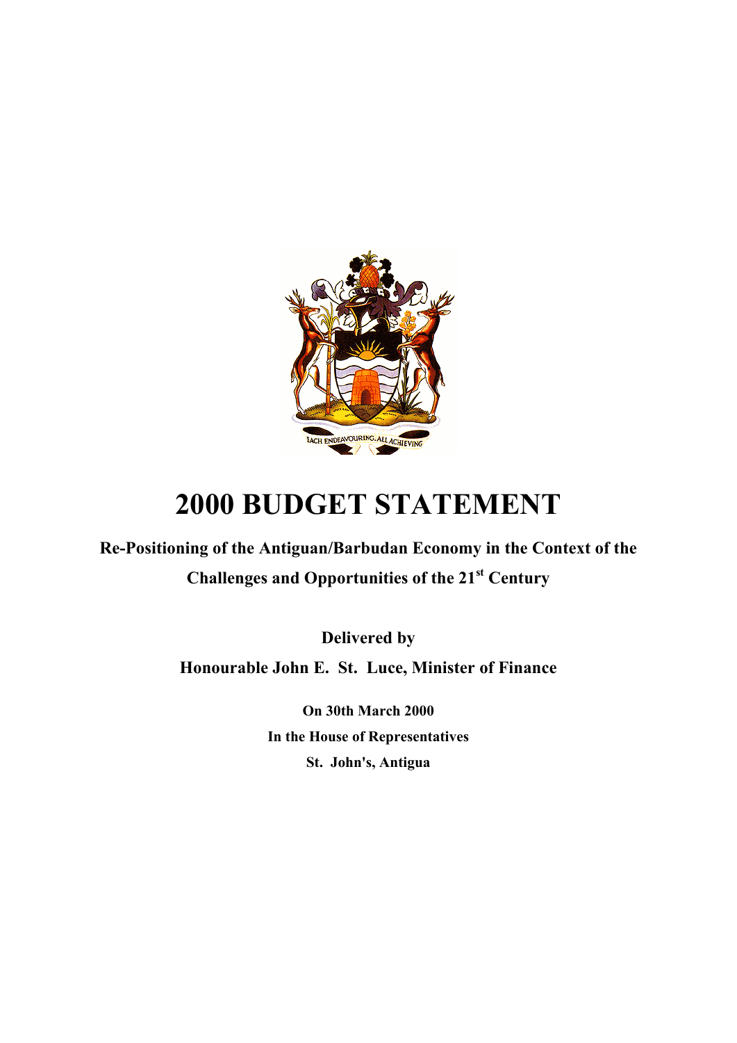# 2000 BUDGET STATEMENT

**Re-Positioning of the Antiguan/Barbudan Economy in the Context of the Challenges and Opportunities of the 21st Century**

**Delivered by**

**Honourable John E. St. Luce, Minister of Finance**

**On 30th March 2000**

**In the House of Representatives**

**St. John's, Antigua**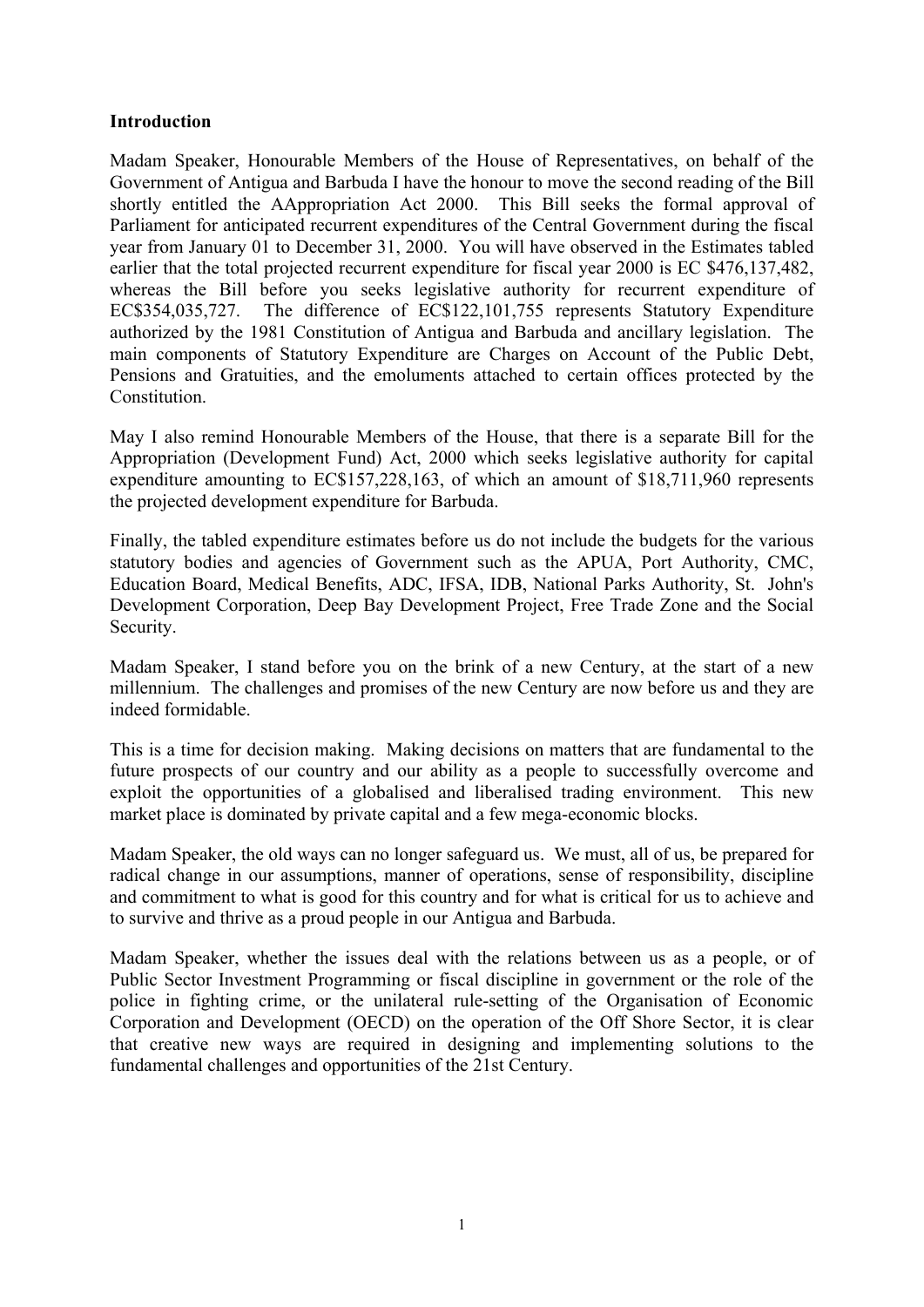**Introduction**

Madam Speaker, Honourable Members of the House of Representatives, on behalf of the Government of Antigua and Barbuda I have the honour to move the second reading of the Bill shortly entitled the AAppropriation Act 2000. This Bill seeks the formal approval of Parliament for anticipated recurrent expenditures of the Central Government during the fiscal year from January 01 to December 31, 2000. You will have observed in the Estimates tabled earlier that the total projected recurrent expenditure for fiscal year 2000 is EC $476,137,482, whereas the Bill before you seeks legislative authority for recurrent expenditure of EC$354,035,727. The difference of EC$122,101,755 represents Statutory Expenditure authorized by the 1981 Constitution of Antigua and Barbuda and ancillary legislation. The main components of Statutory Expenditure are Charges on Account of the Public Debt, Pensions and Gratuities, and the emoluments attached to certain offices protected by the Constitution.

May I also remind Honourable Members of the House, that there is a separate Bill for the Appropriation (Development Fund) Act, 2000 which seeks legislative authority for capital expenditure amounting to EC$157,228,163, of which an amount of $18,711,960 represents the projected development expenditure for Barbuda.

Finally, the tabled expenditure estimates before us do not include the budgets for the various statutory bodies and agencies of Government such as the APUA, Port Authority, CMC, Education Board, Medical Benefits, ADC, IFSA, IDB, National Parks Authority, St. John's Development Corporation, Deep Bay Development Project, Free Trade Zone and the Social Security.

Madam Speaker, I stand before you on the brink of a new Century, at the start of a new millennium. The challenges and promises of the new Century are now before us and they are indeed formidable.

This is a time for decision making. Making decisions on matters that are fundamental to the future prospects of our country and our ability as a people to successfully overcome and exploit the opportunities of a globalised and liberalised trading environment. This new market place is dominated by private capital and a few mega-economic blocks.

Madam Speaker, the old ways can no longer safeguard us. We must, all of us, be prepared for radical change in our assumptions, manner of operations, sense of responsibility, discipline and commitment to what is good for this country and for what is critical for us to achieve and to survive and thrive as a proud people in our Antigua and Barbuda.

Madam Speaker, whether the issues deal with the relations between us as a people, or of Public Sector Investment Programming or fiscal discipline in government or the role of the police in fighting crime, or the unilateral rule-setting of the Organisation of Economic Corporation and Development (OECD) on the operation of the Off Shore Sector, it is clear that creative new ways are required in designing and implementing solutions to the fundamental challenges and opportunities of the 21st Century.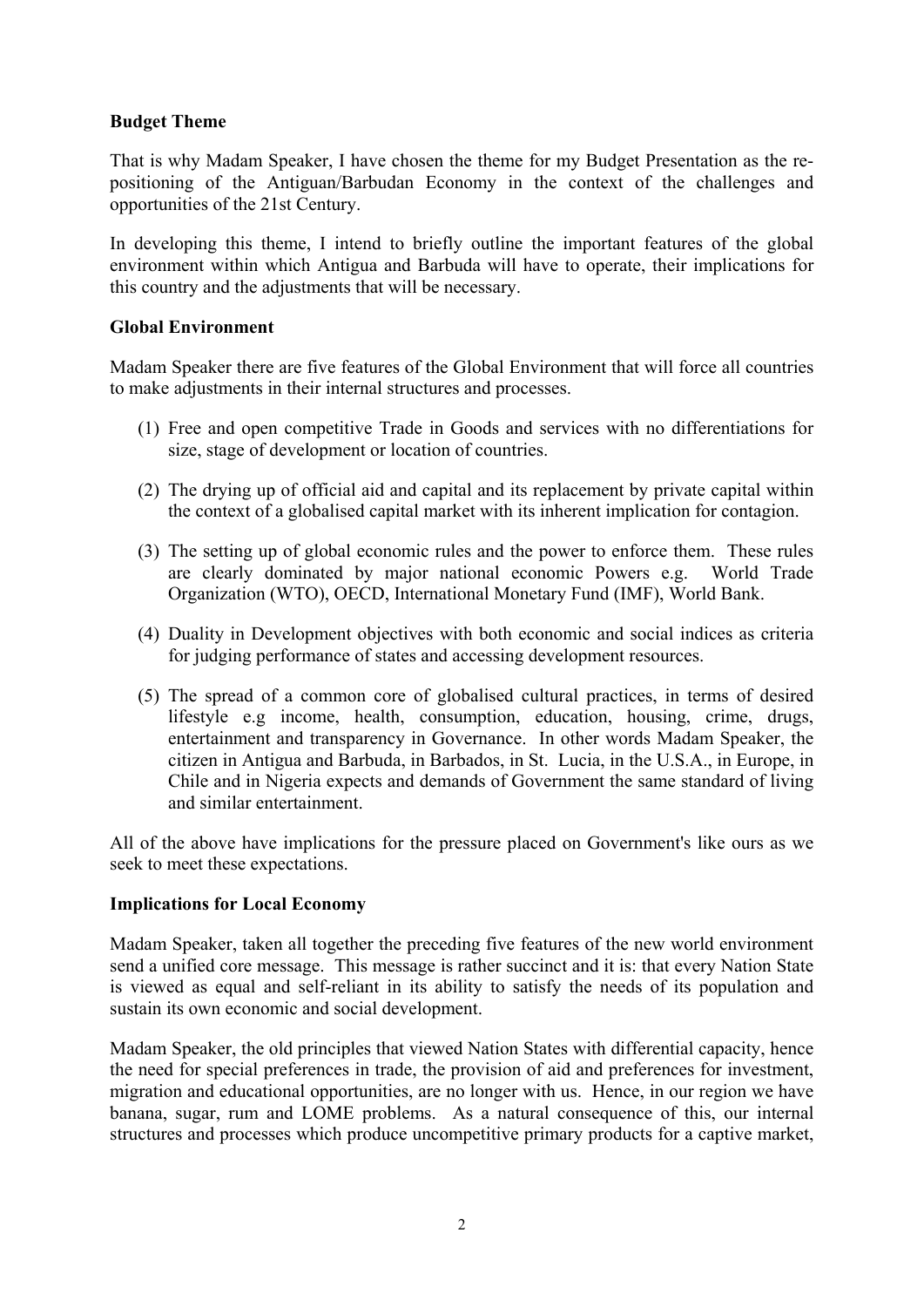**Budget Theme**

That is why Madam Speaker, I have chosen the theme for my Budget Presentation as the re-positioning of the Antiguan/Barbudan Economy in the context of the challenges and opportunities of the 21st Century.

In developing this theme, I intend to briefly outline the important features of the global environment within which Antigua and Barbuda will have to operate, their implications for this country and the adjustments that will be necessary.

**Global Environment**

Madam Speaker there are five features of the Global Environment that will force all countries to make adjustments in their internal structures and processes.

(1) Free and open competitive Trade in Goods and services with no differentiations for size, stage of development or location of countries.

(2) The drying up of official aid and capital and its replacement by private capital within the context of a globalised capital market with its inherent implication for contagion.

(3) The setting up of global economic rules and the power to enforce them. These rules are clearly dominated by major national economic Powers e.g. World Trade Organization (WTO), OECD, International Monetary Fund (IMF), World Bank.

(4) Duality in Development objectives with both economic and social indices as criteria for judging performance of states and accessing development resources.

(5) The spread of a common core of globalised cultural practices, in terms of desired lifestyle e.g income, health, consumption, education, housing, crime, drugs, entertainment and transparency in Governance. In other words Madam Speaker, the citizen in Antigua and Barbuda, in Barbados, in St. Lucia, in the U.S.A., in Europe, in Chile and in Nigeria expects and demands of Government the same standard of living and similar entertainment.

All of the above have implications for the pressure placed on Government's like ours as we seek to meet these expectations.

**Implications for Local Economy**

Madam Speaker, taken all together the preceding five features of the new world environment send a unified core message. This message is rather succinct and it is: that every Nation State is viewed as equal and self-reliant in its ability to satisfy the needs of its population and sustain its own economic and social development.

Madam Speaker, the old principles that viewed Nation States with differential capacity, hence the need for special preferences in trade, the provision of aid and preferences for investment, migration and educational opportunities, are no longer with us. Hence, in our region we have banana, sugar, rum and LOME problems. As a natural consequence of this, our internal structures and processes which produce uncompetitive primary products for a captive market,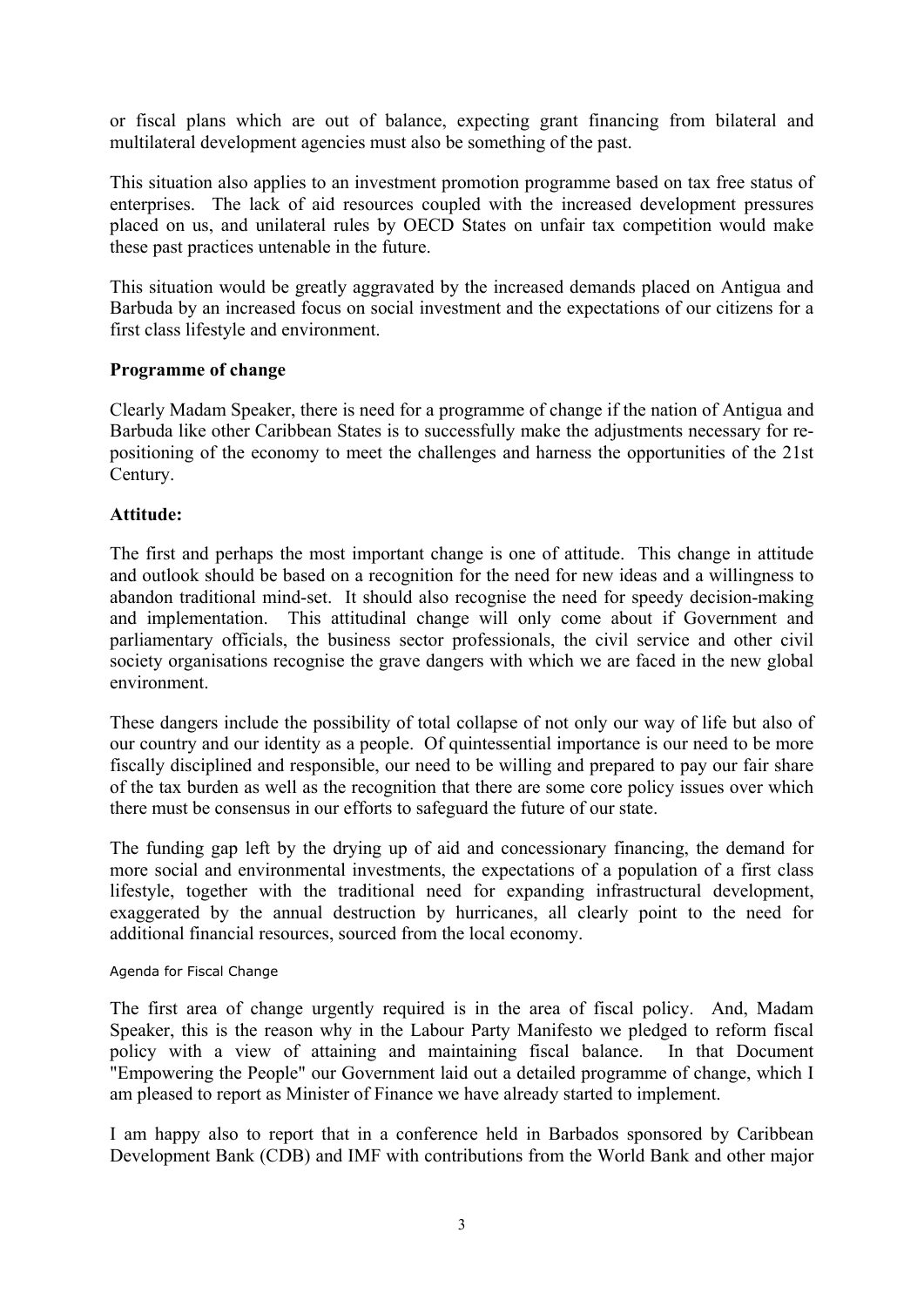or fiscal plans which are out of balance, expecting grant financing from bilateral and multilateral development agencies must also be something of the past.

This situation also applies to an investment promotion programme based on tax free status of enterprises. The lack of aid resources coupled with the increased development pressures placed on us, and unilateral rules by OECD States on unfair tax competition would make these past practices untenable in the future.

This situation would be greatly aggravated by the increased demands placed on Antigua and Barbuda by an increased focus on social investment and the expectations of our citizens for a first class lifestyle and environment.

**Programme of change**

Clearly Madam Speaker, there is need for a programme of change if the nation of Antigua and Barbuda like other Caribbean States is to successfully make the adjustments necessary for re-positioning of the economy to meet the challenges and harness the opportunities of the 21st Century.

**Attitude:**

The first and perhaps the most important change is one of attitude. This change in attitude and outlook should be based on a recognition for the need for new ideas and a willingness to abandon traditional mind-set. It should also recognise the need for speedy decision-making and implementation. This attitudinal change will only come about if Government and parliamentary officials, the business sector professionals, the civil service and other civil society organisations recognise the grave dangers with which we are faced in the new global environment.

These dangers include the possibility of total collapse of not only our way of life but also of our country and our identity as a people. Of quintessential importance is our need to be more fiscally disciplined and responsible, our need to be willing and prepared to pay our fair share of the tax burden as well as the recognition that there are some core policy issues over which there must be consensus in our efforts to safeguard the future of our state.

The funding gap left by the drying up of aid and concessionary financing, the demand for more social and environmental investments, the expectations of a population of a first class lifestyle, together with the traditional need for expanding infrastructural development, exaggerated by the annual destruction by hurricanes, all clearly point to the need for additional financial resources, sourced from the local economy.

Agenda for Fiscal Change

The first area of change urgently required is in the area of fiscal policy. And, Madam Speaker, this is the reason why in the Labour Party Manifesto we pledged to reform fiscal policy with a view of attaining and maintaining fiscal balance. In that Document "Empowering the People" our Government laid out a detailed programme of change, which I am pleased to report as Minister of Finance we have already started to implement.

I am happy also to report that in a conference held in Barbados sponsored by Caribbean Development Bank (CDB) and IMF with contributions from the World Bank and other major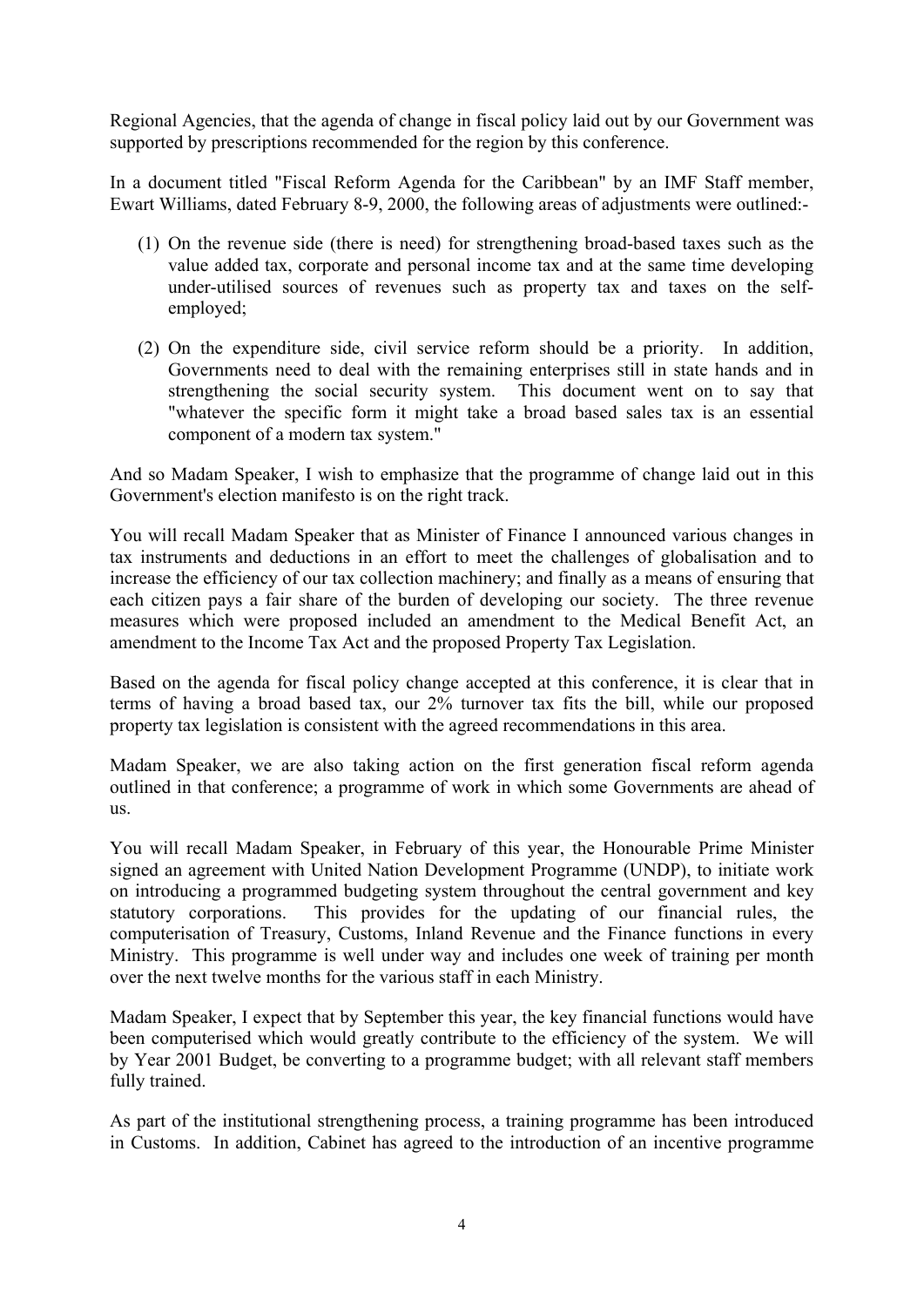Regional Agencies, that the agenda of change in fiscal policy laid out by our Government was supported by prescriptions recommended for the region by this conference.

In a document titled "Fiscal Reform Agenda for the Caribbean" by an IMF Staff member, Ewart Williams, dated February 8-9, 2000, the following areas of adjustments were outlined:-

(1) On the revenue side (there is need) for strengthening broad-based taxes such as the value added tax, corporate and personal income tax and at the same time developing under-utilised sources of revenues such as property tax and taxes on the self-employed;

(2) On the expenditure side, civil service reform should be a priority. In addition, Governments need to deal with the remaining enterprises still in state hands and in strengthening the social security system. This document went on to say that "whatever the specific form it might take a broad based sales tax is an essential component of a modern tax system."

And so Madam Speaker, I wish to emphasize that the programme of change laid out in this Government's election manifesto is on the right track.

You will recall Madam Speaker that as Minister of Finance I announced various changes in tax instruments and deductions in an effort to meet the challenges of globalisation and to increase the efficiency of our tax collection machinery; and finally as a means of ensuring that each citizen pays a fair share of the burden of developing our society. The three revenue measures which were proposed included an amendment to the Medical Benefit Act, an amendment to the Income Tax Act and the proposed Property Tax Legislation.

Based on the agenda for fiscal policy change accepted at this conference, it is clear that in terms of having a broad based tax, our 2% turnover tax fits the bill, while our proposed property tax legislation is consistent with the agreed recommendations in this area.

Madam Speaker, we are also taking action on the first generation fiscal reform agenda outlined in that conference; a programme of work in which some Governments are ahead of us.

You will recall Madam Speaker, in February of this year, the Honourable Prime Minister signed an agreement with United Nation Development Programme (UNDP), to initiate work on introducing a programmed budgeting system throughout the central government and key statutory corporations. This provides for the updating of our financial rules, the computerisation of Treasury, Customs, Inland Revenue and the Finance functions in every Ministry. This programme is well under way and includes one week of training per month over the next twelve months for the various staff in each Ministry.

Madam Speaker, I expect that by September this year, the key financial functions would have been computerised which would greatly contribute to the efficiency of the system. We will by Year 2001 Budget, be converting to a programme budget; with all relevant staff members fully trained.

As part of the institutional strengthening process, a training programme has been introduced in Customs. In addition, Cabinet has agreed to the introduction of an incentive programme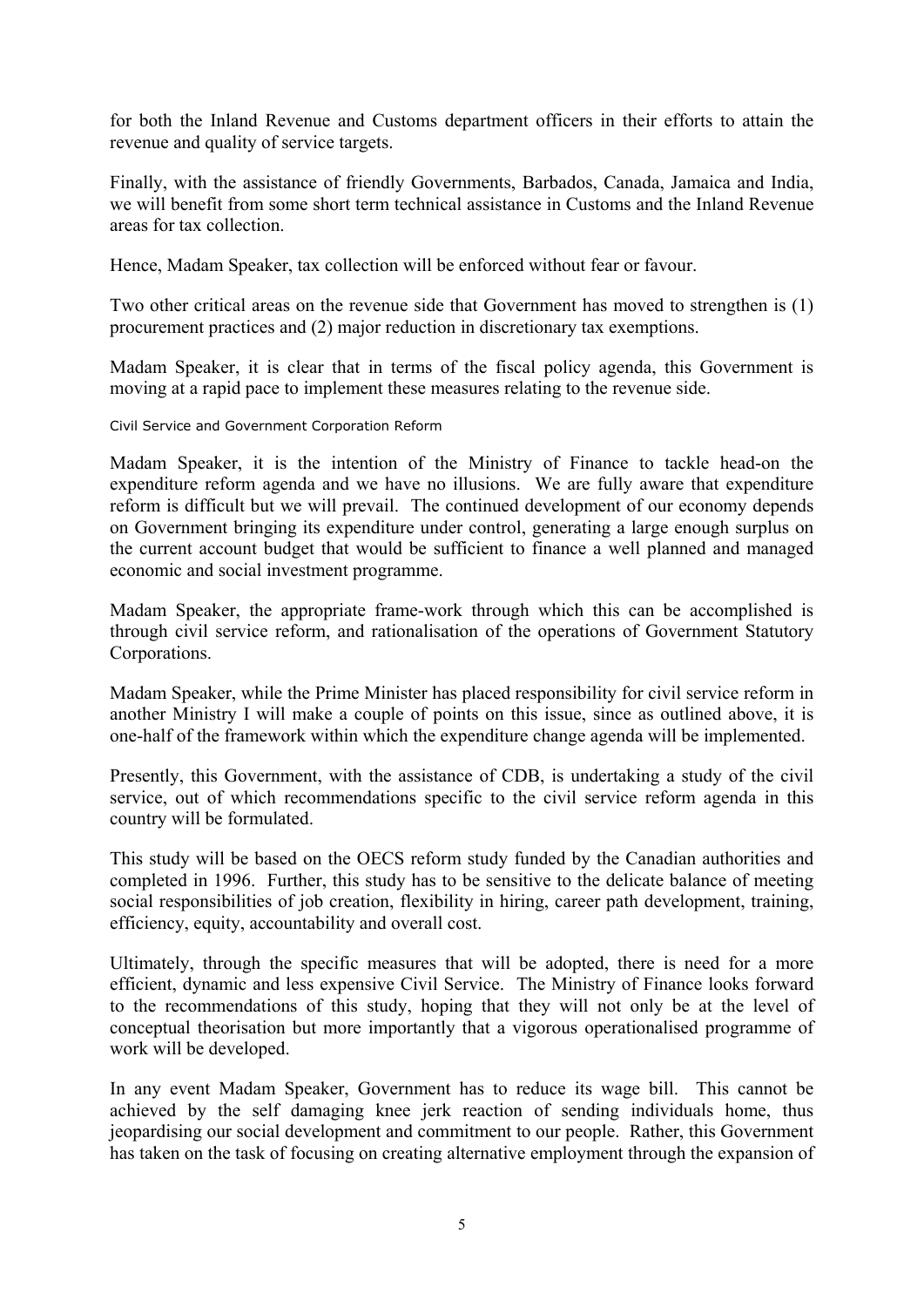for both the Inland Revenue and Customs department officers in their efforts to attain the revenue and quality of service targets.

Finally, with the assistance of friendly Governments, Barbados, Canada, Jamaica and India, we will benefit from some short term technical assistance in Customs and the Inland Revenue areas for tax collection.

Hence, Madam Speaker, tax collection will be enforced without fear or favour.

Two other critical areas on the revenue side that Government has moved to strengthen is (1) procurement practices and (2) major reduction in discretionary tax exemptions.

Madam Speaker, it is clear that in terms of the fiscal policy agenda, this Government is moving at a rapid pace to implement these measures relating to the revenue side.

### Civil Service and Government Corporation Reform

Madam Speaker, it is the intention of the Ministry of Finance to tackle head-on the expenditure reform agenda and we have no illusions. We are fully aware that expenditure reform is difficult but we will prevail. The continued development of our economy depends on Government bringing its expenditure under control, generating a large enough surplus on the current account budget that would be sufficient to finance a well planned and managed economic and social investment programme.

Madam Speaker, the appropriate frame-work through which this can be accomplished is through civil service reform, and rationalisation of the operations of Government Statutory Corporations.

Madam Speaker, while the Prime Minister has placed responsibility for civil service reform in another Ministry I will make a couple of points on this issue, since as outlined above, it is one-half of the framework within which the expenditure change agenda will be implemented.

Presently, this Government, with the assistance of CDB, is undertaking a study of the civil service, out of which recommendations specific to the civil service reform agenda in this country will be formulated.

This study will be based on the OECS reform study funded by the Canadian authorities and completed in 1996. Further, this study has to be sensitive to the delicate balance of meeting social responsibilities of job creation, flexibility in hiring, career path development, training, efficiency, equity, accountability and overall cost.

Ultimately, through the specific measures that will be adopted, there is need for a more efficient, dynamic and less expensive Civil Service. The Ministry of Finance looks forward to the recommendations of this study, hoping that they will not only be at the level of conceptual theorisation but more importantly that a vigorous operationalised programme of work will be developed.

In any event Madam Speaker, Government has to reduce its wage bill. This cannot be achieved by the self damaging knee jerk reaction of sending individuals home, thus jeopardising our social development and commitment to our people. Rather, this Government has taken on the task of focusing on creating alternative employment through the expansion of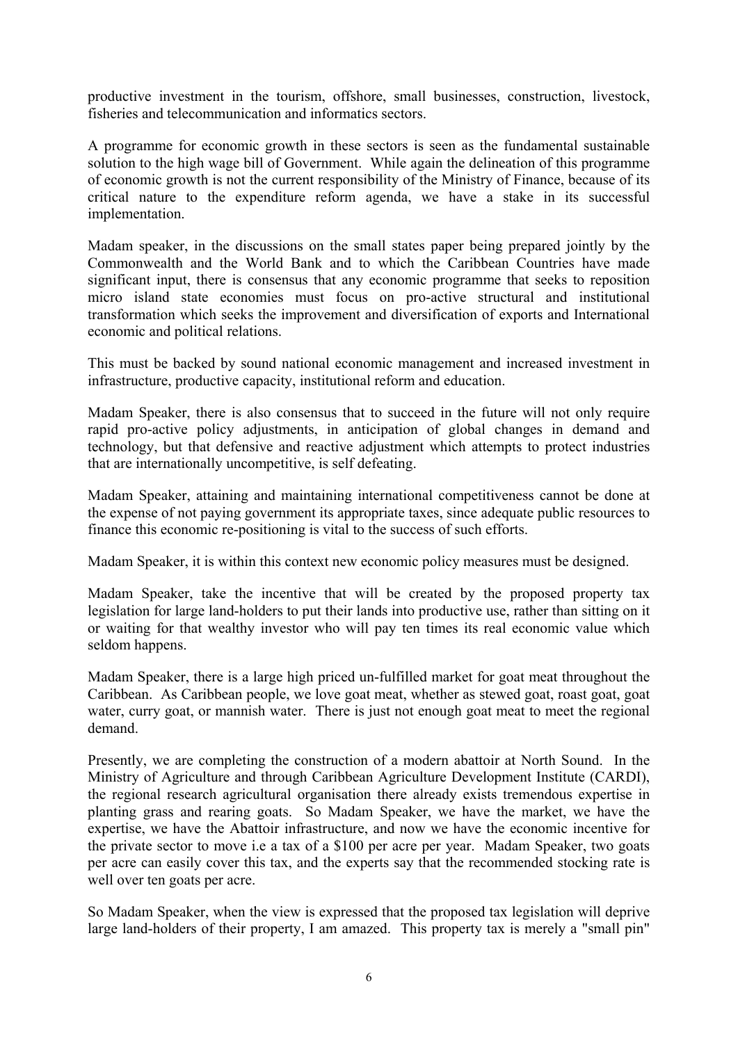productive investment in the tourism, offshore, small businesses, construction, livestock, fisheries and telecommunication and informatics sectors.

A programme for economic growth in these sectors is seen as the fundamental sustainable solution to the high wage bill of Government. While again the delineation of this programme of economic growth is not the current responsibility of the Ministry of Finance, because of its critical nature to the expenditure reform agenda, we have a stake in its successful implementation.

Madam speaker, in the discussions on the small states paper being prepared jointly by the Commonwealth and the World Bank and to which the Caribbean Countries have made significant input, there is consensus that any economic programme that seeks to reposition micro island state economies must focus on pro-active structural and institutional transformation which seeks the improvement and diversification of exports and International economic and political relations.

This must be backed by sound national economic management and increased investment in infrastructure, productive capacity, institutional reform and education.

Madam Speaker, there is also consensus that to succeed in the future will not only require rapid pro-active policy adjustments, in anticipation of global changes in demand and technology, but that defensive and reactive adjustment which attempts to protect industries that are internationally uncompetitive, is self defeating.

Madam Speaker, attaining and maintaining international competitiveness cannot be done at the expense of not paying government its appropriate taxes, since adequate public resources to finance this economic re-positioning is vital to the success of such efforts.

Madam Speaker, it is within this context new economic policy measures must be designed.

Madam Speaker, take the incentive that will be created by the proposed property tax legislation for large land-holders to put their lands into productive use, rather than sitting on it or waiting for that wealthy investor who will pay ten times its real economic value which seldom happens.

Madam Speaker, there is a large high priced un-fulfilled market for goat meat throughout the Caribbean. As Caribbean people, we love goat meat, whether as stewed goat, roast goat, goat water, curry goat, or mannish water. There is just not enough goat meat to meet the regional demand.

Presently, we are completing the construction of a modern abattoir at North Sound. In the Ministry of Agriculture and through Caribbean Agriculture Development Institute (CARDI), the regional research agricultural organisation there already exists tremendous expertise in planting grass and rearing goats. So Madam Speaker, we have the market, we have the expertise, we have the Abattoir infrastructure, and now we have the economic incentive for the private sector to move i.e a tax of a $100 per acre per year. Madam Speaker, two goats per acre can easily cover this tax, and the experts say that the recommended stocking rate is well over ten goats per acre.

So Madam Speaker, when the view is expressed that the proposed tax legislation will deprive large land-holders of their property, I am amazed. This property tax is merely a "small pin"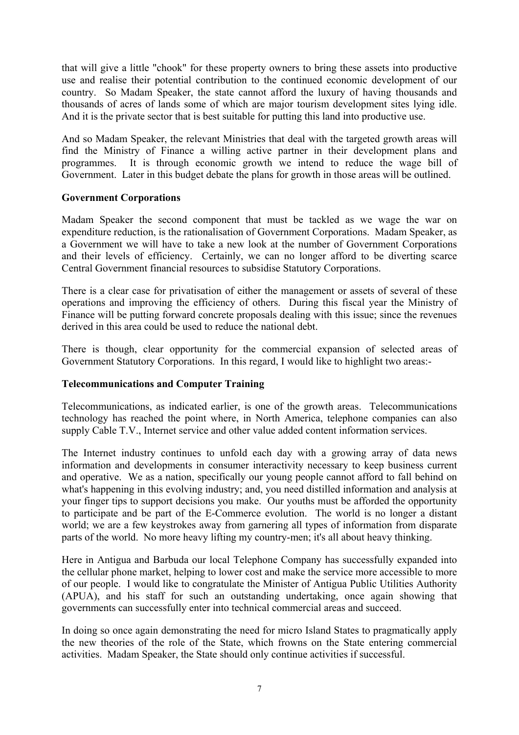that will give a little "chook" for these property owners to bring these assets into productive use and realise their potential contribution to the continued economic development of our country. So Madam Speaker, the state cannot afford the luxury of having thousands and thousands of acres of lands some of which are major tourism development sites lying idle. And it is the private sector that is best suitable for putting this land into productive use.

And so Madam Speaker, the relevant Ministries that deal with the targeted growth areas will find the Ministry of Finance a willing active partner in their development plans and programmes. It is through economic growth we intend to reduce the wage bill of Government. Later in this budget debate the plans for growth in those areas will be outlined.

**Government Corporations**

Madam Speaker the second component that must be tackled as we wage the war on expenditure reduction, is the rationalisation of Government Corporations. Madam Speaker, as a Government we will have to take a new look at the number of Government Corporations and their levels of efficiency. Certainly, we can no longer afford to be diverting scarce Central Government financial resources to subsidise Statutory Corporations.

There is a clear case for privatisation of either the management or assets of several of these operations and improving the efficiency of others. During this fiscal year the Ministry of Finance will be putting forward concrete proposals dealing with this issue; since the revenues derived in this area could be used to reduce the national debt.

There is though, clear opportunity for the commercial expansion of selected areas of Government Statutory Corporations. In this regard, I would like to highlight two areas:-

**Telecommunications and Computer Training**

Telecommunications, as indicated earlier, is one of the growth areas. Telecommunications technology has reached the point where, in North America, telephone companies can also supply Cable T.V., Internet service and other value added content information services.

The Internet industry continues to unfold each day with a growing array of data news information and developments in consumer interactivity necessary to keep business current and operative. We as a nation, specifically our young people cannot afford to fall behind on what's happening in this evolving industry; and, you need distilled information and analysis at your finger tips to support decisions you make. Our youths must be afforded the opportunity to participate and be part of the E-Commerce evolution. The world is no longer a distant world; we are a few keystrokes away from garnering all types of information from disparate parts of the world. No more heavy lifting my country-men; it's all about heavy thinking.

Here in Antigua and Barbuda our local Telephone Company has successfully expanded into the cellular phone market, helping to lower cost and make the service more accessible to more of our people. I would like to congratulate the Minister of Antigua Public Utilities Authority (APUA), and his staff for such an outstanding undertaking, once again showing that governments can successfully enter into technical commercial areas and succeed.

In doing so once again demonstrating the need for micro Island States to pragmatically apply the new theories of the role of the State, which frowns on the State entering commercial activities. Madam Speaker, the State should only continue activities if successful.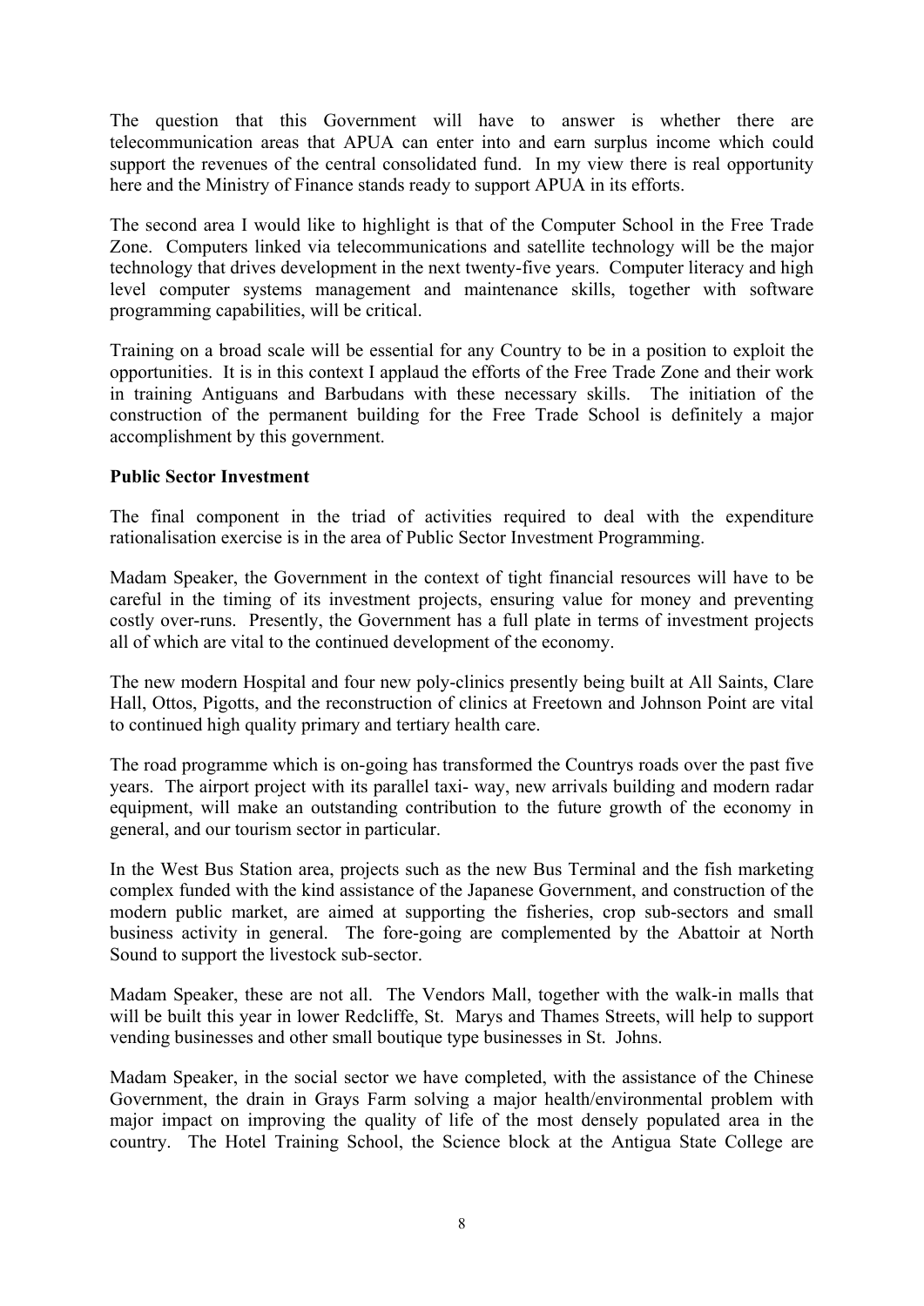The question that this Government will have to answer is whether there are telecommunication areas that APUA can enter into and earn surplus income which could support the revenues of the central consolidated fund. In my view there is real opportunity here and the Ministry of Finance stands ready to support APUA in its efforts.

The second area I would like to highlight is that of the Computer School in the Free Trade Zone. Computers linked via telecommunications and satellite technology will be the major technology that drives development in the next twenty-five years. Computer literacy and high level computer systems management and maintenance skills, together with software programming capabilities, will be critical.

Training on a broad scale will be essential for any Country to be in a position to exploit the opportunities. It is in this context I applaud the efforts of the Free Trade Zone and their work in training Antiguans and Barbudans with these necessary skills. The initiation of the construction of the permanent building for the Free Trade School is definitely a major accomplishment by this government.

**Public Sector Investment**

The final component in the triad of activities required to deal with the expenditure rationalisation exercise is in the area of Public Sector Investment Programming.

Madam Speaker, the Government in the context of tight financial resources will have to be careful in the timing of its investment projects, ensuring value for money and preventing costly over-runs. Presently, the Government has a full plate in terms of investment projects all of which are vital to the continued development of the economy.

The new modern Hospital and four new poly-clinics presently being built at All Saints, Clare Hall, Ottos, Pigotts, and the reconstruction of clinics at Freetown and Johnson Point are vital to continued high quality primary and tertiary health care.

The road programme which is on-going has transformed the Countrys roads over the past five years. The airport project with its parallel taxi- way, new arrivals building and modern radar equipment, will make an outstanding contribution to the future growth of the economy in general, and our tourism sector in particular.

In the West Bus Station area, projects such as the new Bus Terminal and the fish marketing complex funded with the kind assistance of the Japanese Government, and construction of the modern public market, are aimed at supporting the fisheries, crop sub-sectors and small business activity in general. The fore-going are complemented by the Abattoir at North Sound to support the livestock sub-sector.

Madam Speaker, these are not all. The Vendors Mall, together with the walk-in malls that will be built this year in lower Redcliffe, St. Marys and Thames Streets, will help to support vending businesses and other small boutique type businesses in St. Johns.

Madam Speaker, in the social sector we have completed, with the assistance of the Chinese Government, the drain in Grays Farm solving a major health/environmental problem with major impact on improving the quality of life of the most densely populated area in the country. The Hotel Training School, the Science block at the Antigua State College are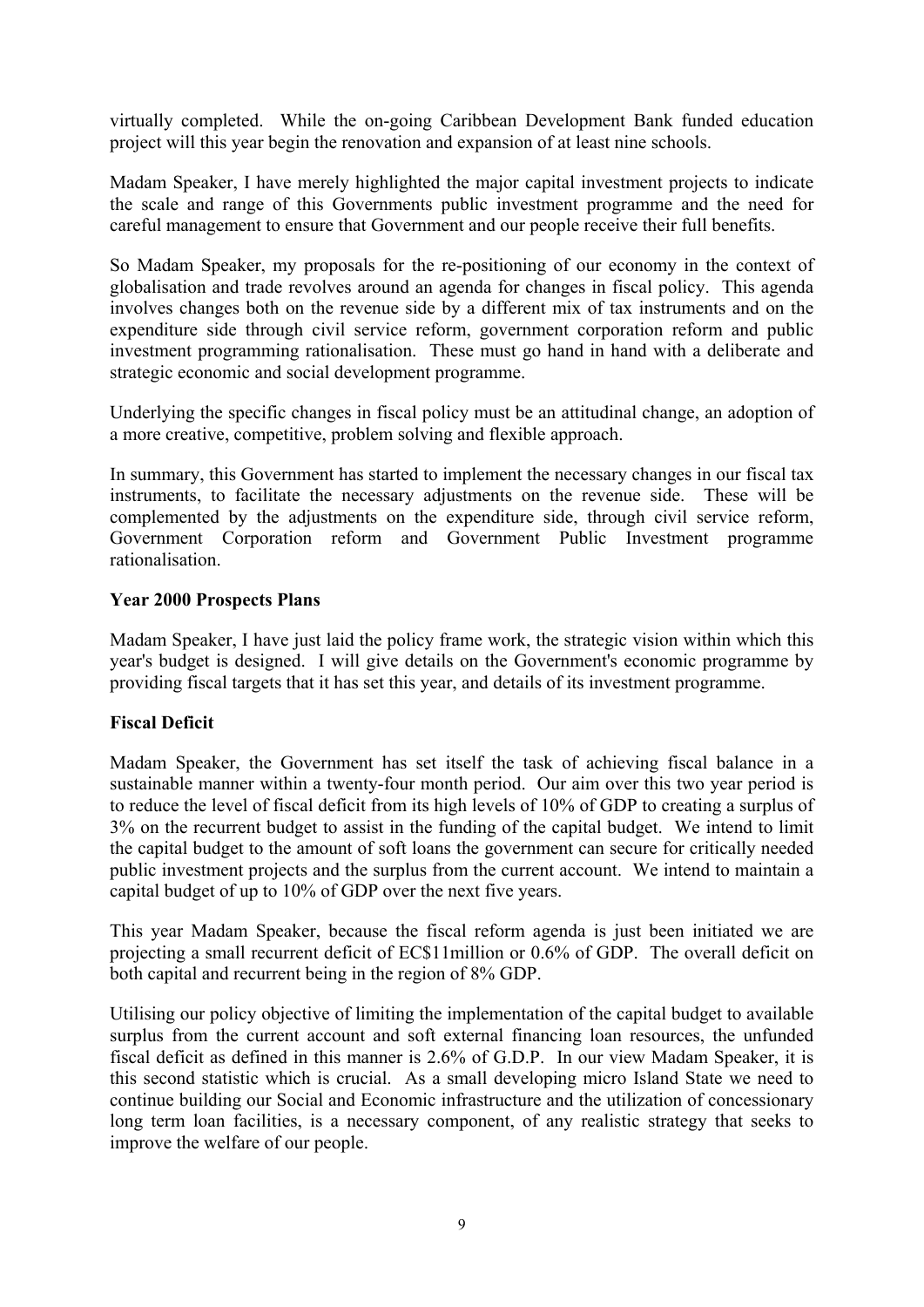virtually completed. While the on-going Caribbean Development Bank funded education project will this year begin the renovation and expansion of at least nine schools.

Madam Speaker, I have merely highlighted the major capital investment projects to indicate the scale and range of this Governments public investment programme and the need for careful management to ensure that Government and our people receive their full benefits.

So Madam Speaker, my proposals for the re-positioning of our economy in the context of globalisation and trade revolves around an agenda for changes in fiscal policy. This agenda involves changes both on the revenue side by a different mix of tax instruments and on the expenditure side through civil service reform, government corporation reform and public investment programming rationalisation. These must go hand in hand with a deliberate and strategic economic and social development programme.

Underlying the specific changes in fiscal policy must be an attitudinal change, an adoption of a more creative, competitive, problem solving and flexible approach.

In summary, this Government has started to implement the necessary changes in our fiscal tax instruments, to facilitate the necessary adjustments on the revenue side. These will be complemented by the adjustments on the expenditure side, through civil service reform, Government Corporation reform and Government Public Investment programme rationalisation.

**Year 2000 Prospects Plans**

Madam Speaker, I have just laid the policy frame work, the strategic vision within which this year's budget is designed. I will give details on the Government's economic programme by providing fiscal targets that it has set this year, and details of its investment programme.

**Fiscal Deficit**

Madam Speaker, the Government has set itself the task of achieving fiscal balance in a sustainable manner within a twenty-four month period. Our aim over this two year period is to reduce the level of fiscal deficit from its high levels of 10% of GDP to creating a surplus of 3% on the recurrent budget to assist in the funding of the capital budget. We intend to limit the capital budget to the amount of soft loans the government can secure for critically needed public investment projects and the surplus from the current account. We intend to maintain a capital budget of up to 10% of GDP over the next five years.

This year Madam Speaker, because the fiscal reform agenda is just been initiated we are projecting a small recurrent deficit of EC$11million or 0.6% of GDP. The overall deficit on both capital and recurrent being in the region of 8% GDP.

Utilising our policy objective of limiting the implementation of the capital budget to available surplus from the current account and soft external financing loan resources, the unfunded fiscal deficit as defined in this manner is 2.6% of G.D.P. In our view Madam Speaker, it is this second statistic which is crucial. As a small developing micro Island State we need to continue building our Social and Economic infrastructure and the utilization of concessionary long term loan facilities, is a necessary component, of any realistic strategy that seeks to improve the welfare of our people.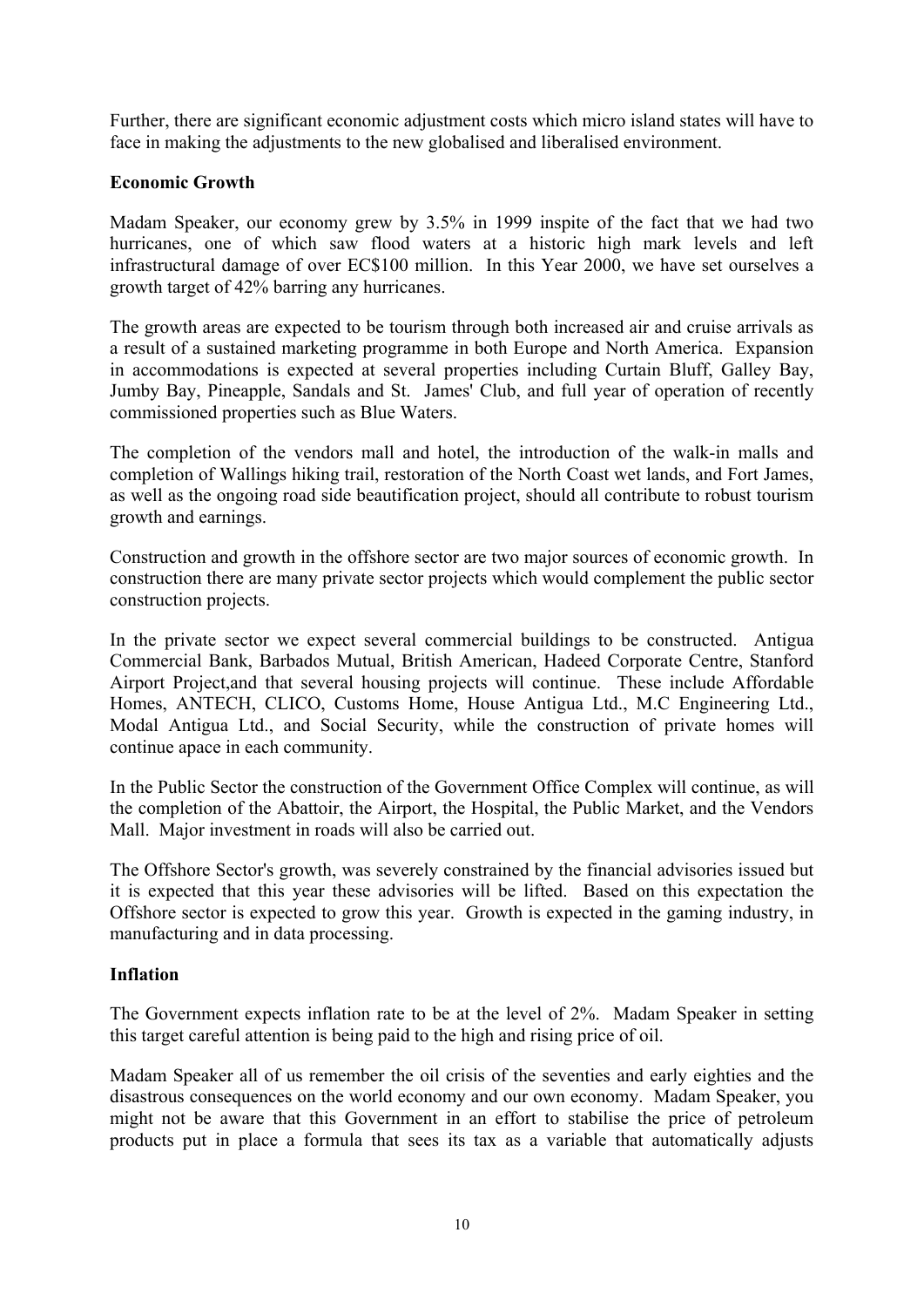Further, there are significant economic adjustment costs which micro island states will have to face in making the adjustments to the new globalised and liberalised environment.

**Economic Growth**

Madam Speaker, our economy grew by 3.5% in 1999 inspite of the fact that we had two hurricanes, one of which saw flood waters at a historic high mark levels and left infrastructural damage of over EC$100 million. In this Year 2000, we have set ourselves a growth target of 42% barring any hurricanes.

The growth areas are expected to be tourism through both increased air and cruise arrivals as a result of a sustained marketing programme in both Europe and North America. Expansion in accommodations is expected at several properties including Curtain Bluff, Galley Bay, Jumby Bay, Pineapple, Sandals and St. James' Club, and full year of operation of recently commissioned properties such as Blue Waters.

The completion of the vendors mall and hotel, the introduction of the walk-in malls and completion of Wallings hiking trail, restoration of the North Coast wet lands, and Fort James, as well as the ongoing road side beautification project, should all contribute to robust tourism growth and earnings.

Construction and growth in the offshore sector are two major sources of economic growth. In construction there are many private sector projects which would complement the public sector construction projects.

In the private sector we expect several commercial buildings to be constructed. Antigua Commercial Bank, Barbados Mutual, British American, Hadeed Corporate Centre, Stanford Airport Project,and that several housing projects will continue. These include Affordable Homes, ANTECH, CLICO, Customs Home, House Antigua Ltd., M.C Engineering Ltd., Modal Antigua Ltd., and Social Security, while the construction of private homes will continue apace in each community.

In the Public Sector the construction of the Government Office Complex will continue, as will the completion of the Abattoir, the Airport, the Hospital, the Public Market, and the Vendors Mall. Major investment in roads will also be carried out.

The Offshore Sector's growth, was severely constrained by the financial advisories issued but it is expected that this year these advisories will be lifted. Based on this expectation the Offshore sector is expected to grow this year. Growth is expected in the gaming industry, in manufacturing and in data processing.

**Inflation**

The Government expects inflation rate to be at the level of 2%. Madam Speaker in setting this target careful attention is being paid to the high and rising price of oil.

Madam Speaker all of us remember the oil crisis of the seventies and early eighties and the disastrous consequences on the world economy and our own economy. Madam Speaker, you might not be aware that this Government in an effort to stabilise the price of petroleum products put in place a formula that sees its tax as a variable that automatically adjusts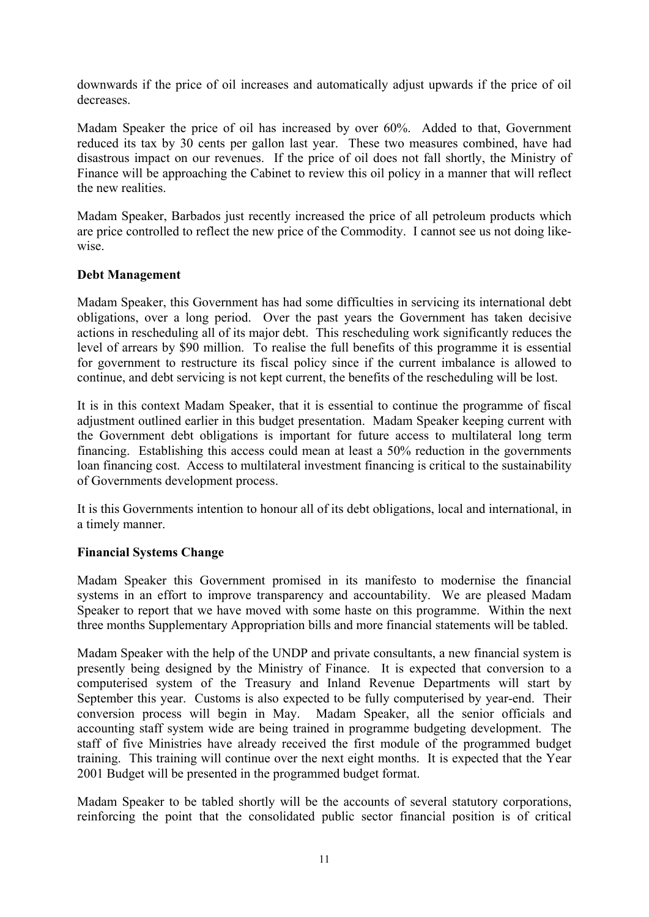downwards if the price of oil increases and automatically adjust upwards if the price of oil decreases.

Madam Speaker the price of oil has increased by over 60%. Added to that, Government reduced its tax by 30 cents per gallon last year. These two measures combined, have had disastrous impact on our revenues. If the price of oil does not fall shortly, the Ministry of Finance will be approaching the Cabinet to review this oil policy in a manner that will reflect the new realities.

Madam Speaker, Barbados just recently increased the price of all petroleum products which are price controlled to reflect the new price of the Commodity. I cannot see us not doing like-wise.

**Debt Management**

Madam Speaker, this Government has had some difficulties in servicing its international debt obligations, over a long period. Over the past years the Government has taken decisive actions in rescheduling all of its major debt. This rescheduling work significantly reduces the level of arrears by $90 million. To realise the full benefits of this programme it is essential for government to restructure its fiscal policy since if the current imbalance is allowed to continue, and debt servicing is not kept current, the benefits of the rescheduling will be lost.

It is in this context Madam Speaker, that it is essential to continue the programme of fiscal adjustment outlined earlier in this budget presentation. Madam Speaker keeping current with the Government debt obligations is important for future access to multilateral long term financing. Establishing this access could mean at least a 50% reduction in the governments loan financing cost. Access to multilateral investment financing is critical to the sustainability of Governments development process.

It is this Governments intention to honour all of its debt obligations, local and international, in a timely manner.

**Financial Systems Change**

Madam Speaker this Government promised in its manifesto to modernise the financial systems in an effort to improve transparency and accountability. We are pleased Madam Speaker to report that we have moved with some haste on this programme. Within the next three months Supplementary Appropriation bills and more financial statements will be tabled.

Madam Speaker with the help of the UNDP and private consultants, a new financial system is presently being designed by the Ministry of Finance. It is expected that conversion to a computerised system of the Treasury and Inland Revenue Departments will start by September this year. Customs is also expected to be fully computerised by year-end. Their conversion process will begin in May. Madam Speaker, all the senior officials and accounting staff system wide are being trained in programme budgeting development. The staff of five Ministries have already received the first module of the programmed budget training. This training will continue over the next eight months. It is expected that the Year 2001 Budget will be presented in the programmed budget format.

Madam Speaker to be tabled shortly will be the accounts of several statutory corporations, reinforcing the point that the consolidated public sector financial position is of critical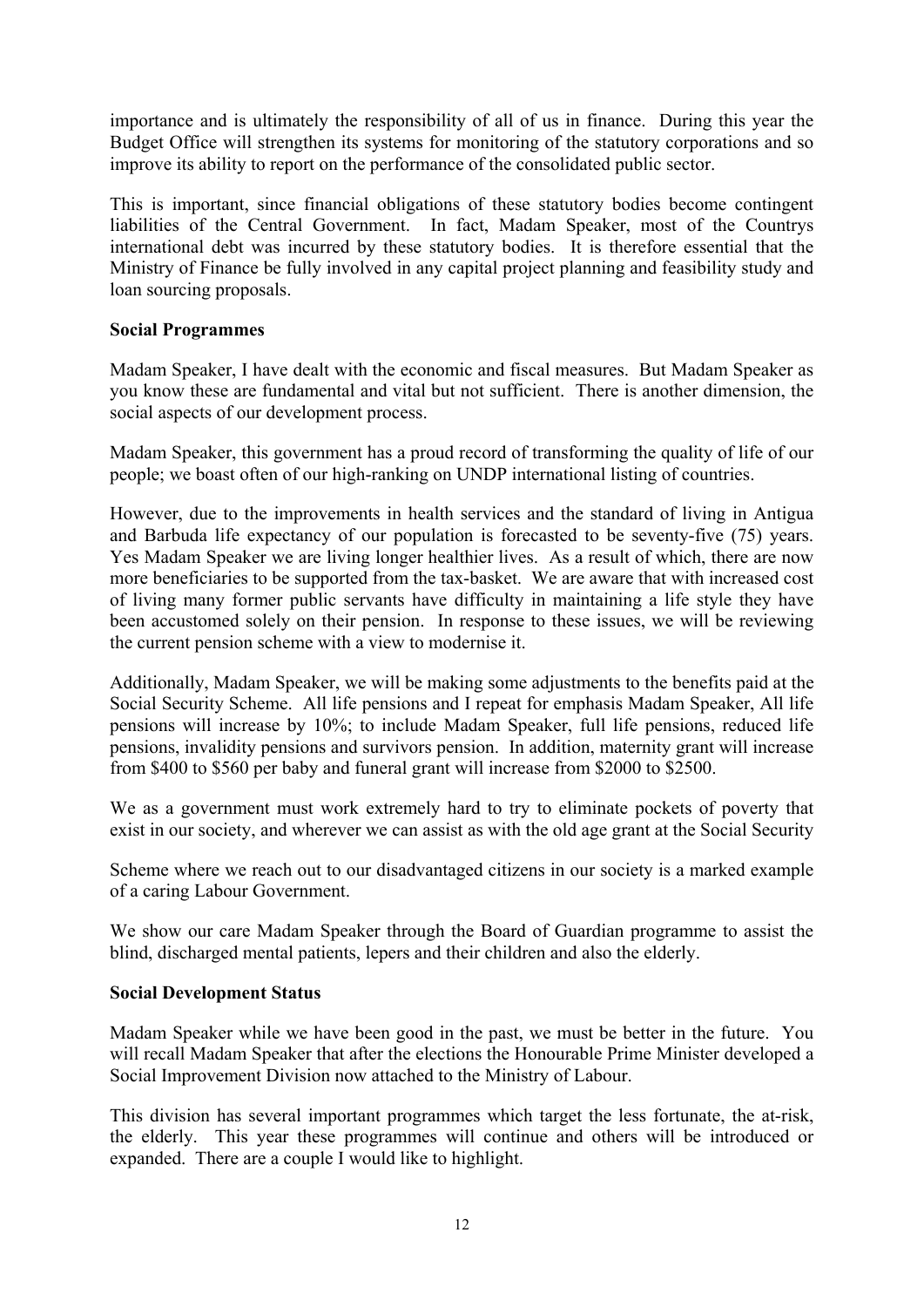importance and is ultimately the responsibility of all of us in finance. During this year the Budget Office will strengthen its systems for monitoring of the statutory corporations and so improve its ability to report on the performance of the consolidated public sector.

This is important, since financial obligations of these statutory bodies become contingent liabilities of the Central Government. In fact, Madam Speaker, most of the Countrys international debt was incurred by these statutory bodies. It is therefore essential that the Ministry of Finance be fully involved in any capital project planning and feasibility study and loan sourcing proposals.

**Social Programmes**

Madam Speaker, I have dealt with the economic and fiscal measures. But Madam Speaker as you know these are fundamental and vital but not sufficient. There is another dimension, the social aspects of our development process.

Madam Speaker, this government has a proud record of transforming the quality of life of our people; we boast often of our high-ranking on UNDP international listing of countries.

However, due to the improvements in health services and the standard of living in Antigua and Barbuda life expectancy of our population is forecasted to be seventy-five (75) years. Yes Madam Speaker we are living longer healthier lives. As a result of which, there are now more beneficiaries to be supported from the tax-basket. We are aware that with increased cost of living many former public servants have difficulty in maintaining a life style they have been accustomed solely on their pension. In response to these issues, we will be reviewing the current pension scheme with a view to modernise it.

Additionally, Madam Speaker, we will be making some adjustments to the benefits paid at the Social Security Scheme. All life pensions and I repeat for emphasis Madam Speaker, All life pensions will increase by 10%; to include Madam Speaker, full life pensions, reduced life pensions, invalidity pensions and survivors pension. In addition, maternity grant will increase from $400 to $560 per baby and funeral grant will increase from $2000 to $2500.

We as a government must work extremely hard to try to eliminate pockets of poverty that exist in our society, and wherever we can assist as with the old age grant at the Social Security

Scheme where we reach out to our disadvantaged citizens in our society is a marked example of a caring Labour Government.

We show our care Madam Speaker through the Board of Guardian programme to assist the blind, discharged mental patients, lepers and their children and also the elderly.

**Social Development Status**

Madam Speaker while we have been good in the past, we must be better in the future. You will recall Madam Speaker that after the elections the Honourable Prime Minister developed a Social Improvement Division now attached to the Ministry of Labour.

This division has several important programmes which target the less fortunate, the at-risk, the elderly. This year these programmes will continue and others will be introduced or expanded. There are a couple I would like to highlight.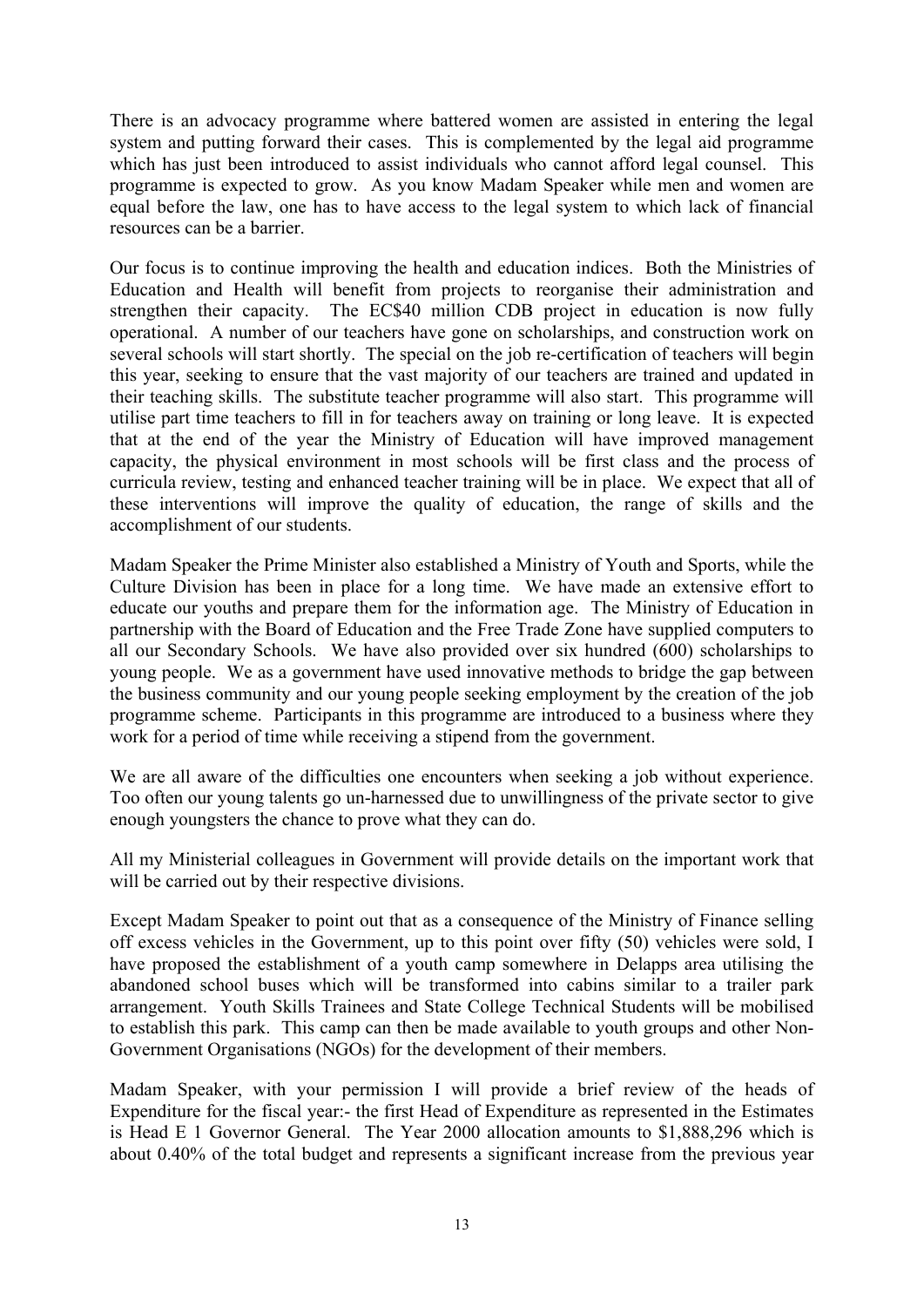There is an advocacy programme where battered women are assisted in entering the legal system and putting forward their cases. This is complemented by the legal aid programme which has just been introduced to assist individuals who cannot afford legal counsel. This programme is expected to grow. As you know Madam Speaker while men and women are equal before the law, one has to have access to the legal system to which lack of financial resources can be a barrier.

Our focus is to continue improving the health and education indices. Both the Ministries of Education and Health will benefit from projects to reorganise their administration and strengthen their capacity. The EC$40 million CDB project in education is now fully operational. A number of our teachers have gone on scholarships, and construction work on several schools will start shortly. The special on the job re-certification of teachers will begin this year, seeking to ensure that the vast majority of our teachers are trained and updated in their teaching skills. The substitute teacher programme will also start. This programme will utilise part time teachers to fill in for teachers away on training or long leave. It is expected that at the end of the year the Ministry of Education will have improved management capacity, the physical environment in most schools will be first class and the process of curricula review, testing and enhanced teacher training will be in place. We expect that all of these interventions will improve the quality of education, the range of skills and the accomplishment of our students.

Madam Speaker the Prime Minister also established a Ministry of Youth and Sports, while the Culture Division has been in place for a long time. We have made an extensive effort to educate our youths and prepare them for the information age. The Ministry of Education in partnership with the Board of Education and the Free Trade Zone have supplied computers to all our Secondary Schools. We have also provided over six hundred (600) scholarships to young people. We as a government have used innovative methods to bridge the gap between the business community and our young people seeking employment by the creation of the job programme scheme. Participants in this programme are introduced to a business where they work for a period of time while receiving a stipend from the government.

We are all aware of the difficulties one encounters when seeking a job without experience. Too often our young talents go un-harnessed due to unwillingness of the private sector to give enough youngsters the chance to prove what they can do.

All my Ministerial colleagues in Government will provide details on the important work that will be carried out by their respective divisions.

Except Madam Speaker to point out that as a consequence of the Ministry of Finance selling off excess vehicles in the Government, up to this point over fifty (50) vehicles were sold, I have proposed the establishment of a youth camp somewhere in Delapps area utilising the abandoned school buses which will be transformed into cabins similar to a trailer park arrangement. Youth Skills Trainees and State College Technical Students will be mobilised to establish this park. This camp can then be made available to youth groups and other Non-Government Organisations (NGOs) for the development of their members.

Madam Speaker, with your permission I will provide a brief review of the heads of Expenditure for the fiscal year:- the first Head of Expenditure as represented in the Estimates is Head E 1 Governor General. The Year 2000 allocation amounts to $1,888,296 which is about 0.40% of the total budget and represents a significant increase from the previous year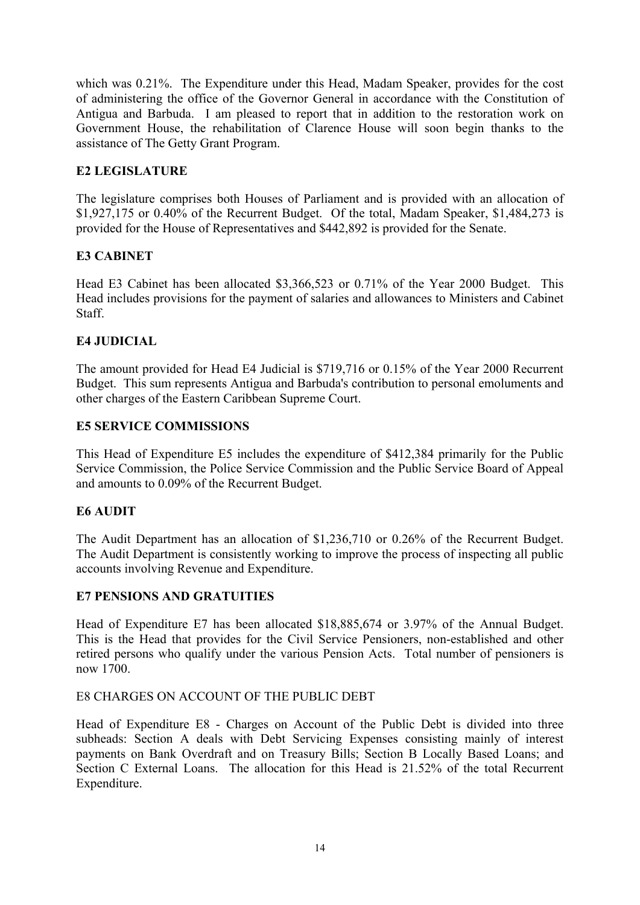which was 0.21%. The Expenditure under this Head, Madam Speaker, provides for the cost of administering the office of the Governor General in accordance with the Constitution of Antigua and Barbuda. I am pleased to report that in addition to the restoration work on Government House, the rehabilitation of Clarence House will soon begin thanks to the assistance of The Getty Grant Program.

### E2 LEGISLATURE

The legislature comprises both Houses of Parliament and is provided with an allocation of $1,927,175 or 0.40% of the Recurrent Budget. Of the total, Madam Speaker, $1,484,273 is provided for the House of Representatives and $442,892 is provided for the Senate.

### E3 CABINET

Head E3 Cabinet has been allocated $3,366,523 or 0.71% of the Year 2000 Budget. This Head includes provisions for the payment of salaries and allowances to Ministers and Cabinet Staff.

### E4 JUDICIAL

The amount provided for Head E4 Judicial is $719,716 or 0.15% of the Year 2000 Recurrent Budget. This sum represents Antigua and Barbuda's contribution to personal emoluments and other charges of the Eastern Caribbean Supreme Court.

### E5 SERVICE COMMISSIONS

This Head of Expenditure E5 includes the expenditure of $412,384 primarily for the Public Service Commission, the Police Service Commission and the Public Service Board of Appeal and amounts to 0.09% of the Recurrent Budget.

### E6 AUDIT

The Audit Department has an allocation of $1,236,710 or 0.26% of the Recurrent Budget. The Audit Department is consistently working to improve the process of inspecting all public accounts involving Revenue and Expenditure.

### E7 PENSIONS AND GRATUITIES

Head of Expenditure E7 has been allocated $18,885,674 or 3.97% of the Annual Budget. This is the Head that provides for the Civil Service Pensioners, non-established and other retired persons who qualify under the various Pension Acts. Total number of pensioners is now 1700.

### E8 CHARGES ON ACCOUNT OF THE PUBLIC DEBT

Head of Expenditure E8 - Charges on Account of the Public Debt is divided into three subheads: Section A deals with Debt Servicing Expenses consisting mainly of interest payments on Bank Overdraft and on Treasury Bills; Section B Locally Based Loans; and Section C External Loans. The allocation for this Head is 21.52% of the total Recurrent Expenditure.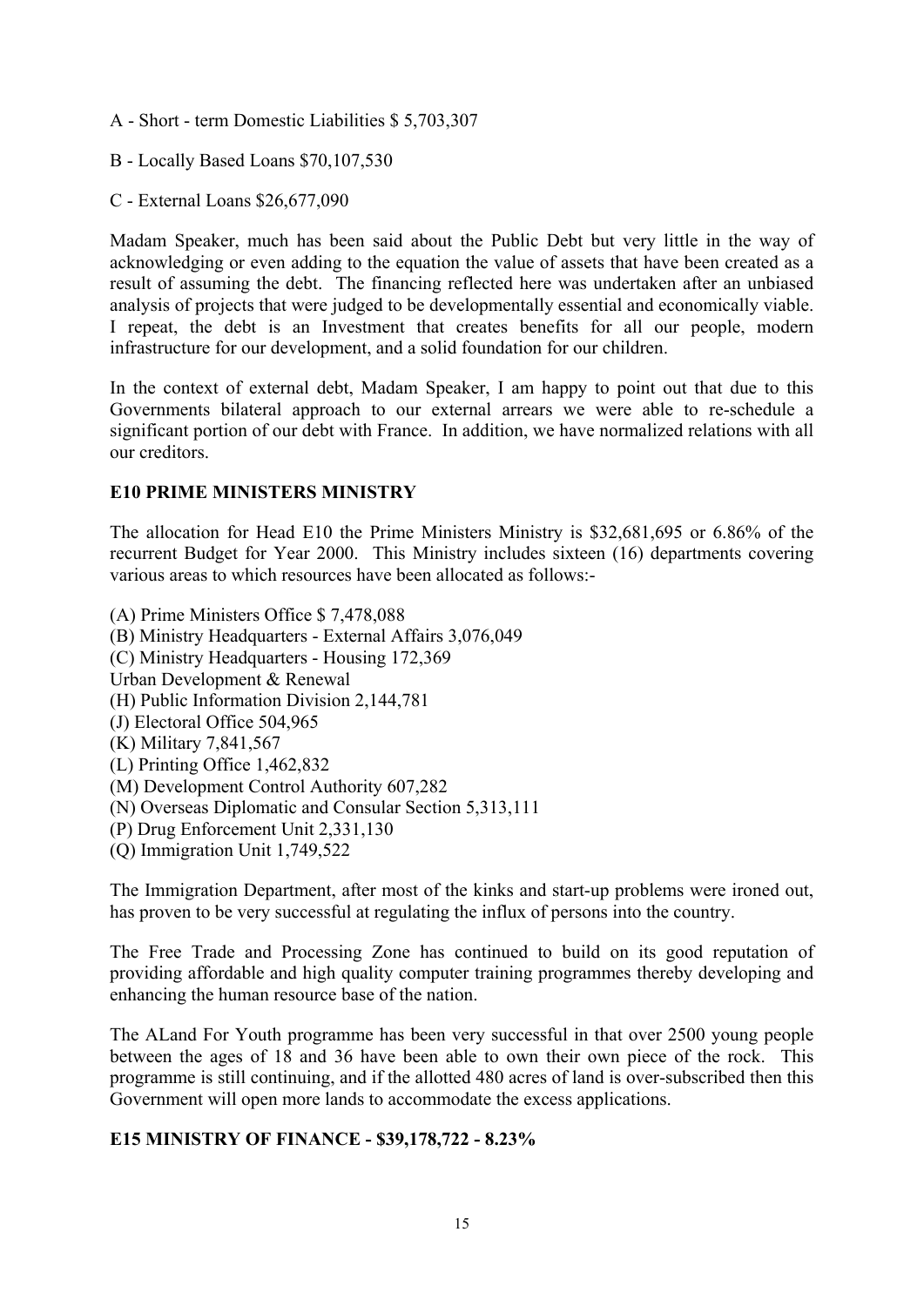A - Short - term Domestic Liabilities $ 5,703,307

B - Locally Based Loans $70,107,530

C - External Loans $26,677,090

Madam Speaker, much has been said about the Public Debt but very little in the way of acknowledging or even adding to the equation the value of assets that have been created as a result of assuming the debt. The financing reflected here was undertaken after an unbiased analysis of projects that were judged to be developmentally essential and economically viable. I repeat, the debt is an Investment that creates benefits for all our people, modern infrastructure for our development, and a solid foundation for our children.

In the context of external debt, Madam Speaker, I am happy to point out that due to this Governments bilateral approach to our external arrears we were able to re-schedule a significant portion of our debt with France. In addition, we have normalized relations with all our creditors.

**E10 PRIME MINISTERS MINISTRY**

The allocation for Head E10 the Prime Ministers Ministry is $32,681,695 or 6.86% of the recurrent Budget for Year 2000. This Ministry includes sixteen (16) departments covering various areas to which resources have been allocated as follows:-

(A) Prime Ministers Office $ 7,478,088
(B) Ministry Headquarters - External Affairs 3,076,049
(C) Ministry Headquarters - Housing 172,369
Urban Development & Renewal
(H) Public Information Division 2,144,781
(J) Electoral Office 504,965
(K) Military 7,841,567
(L) Printing Office 1,462,832
(M) Development Control Authority 607,282
(N) Overseas Diplomatic and Consular Section 5,313,111
(P) Drug Enforcement Unit 2,331,130
(Q) Immigration Unit 1,749,522

The Immigration Department, after most of the kinks and start-up problems were ironed out, has proven to be very successful at regulating the influx of persons into the country.

The Free Trade and Processing Zone has continued to build on its good reputation of providing affordable and high quality computer training programmes thereby developing and enhancing the human resource base of the nation.

The ALand For Youth programme has been very successful in that over 2500 young people between the ages of 18 and 36 have been able to own their own piece of the rock. This programme is still continuing, and if the allotted 480 acres of land is over-subscribed then this Government will open more lands to accommodate the excess applications.

**E15 MINISTRY OF FINANCE - $39,178,722 - 8.23%**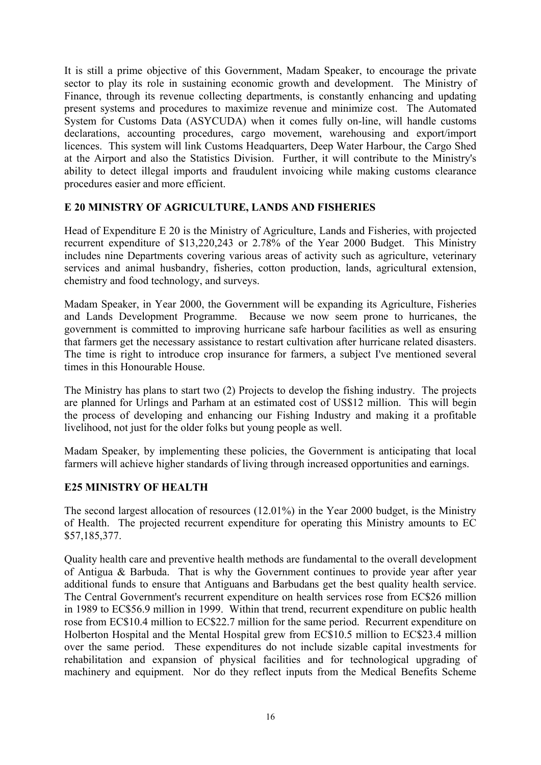It is still a prime objective of this Government, Madam Speaker, to encourage the private sector to play its role in sustaining economic growth and development. The Ministry of Finance, through its revenue collecting departments, is constantly enhancing and updating present systems and procedures to maximize revenue and minimize cost. The Automated System for Customs Data (ASYCUDA) when it comes fully on-line, will handle customs declarations, accounting procedures, cargo movement, warehousing and export/import licences. This system will link Customs Headquarters, Deep Water Harbour, the Cargo Shed at the Airport and also the Statistics Division. Further, it will contribute to the Ministry's ability to detect illegal imports and fraudulent invoicing while making customs clearance procedures easier and more efficient.

## E 20 MINISTRY OF AGRICULTURE, LANDS AND FISHERIES

Head of Expenditure E 20 is the Ministry of Agriculture, Lands and Fisheries, with projected recurrent expenditure of $13,220,243 or 2.78% of the Year 2000 Budget. This Ministry includes nine Departments covering various areas of activity such as agriculture, veterinary services and animal husbandry, fisheries, cotton production, lands, agricultural extension, chemistry and food technology, and surveys.

Madam Speaker, in Year 2000, the Government will be expanding its Agriculture, Fisheries and Lands Development Programme. Because we now seem prone to hurricanes, the government is committed to improving hurricane safe harbour facilities as well as ensuring that farmers get the necessary assistance to restart cultivation after hurricane related disasters. The time is right to introduce crop insurance for farmers, a subject I've mentioned several times in this Honourable House.

The Ministry has plans to start two (2) Projects to develop the fishing industry. The projects are planned for Urlings and Parham at an estimated cost of US$12 million. This will begin the process of developing and enhancing our Fishing Industry and making it a profitable livelihood, not just for the older folks but young people as well.

Madam Speaker, by implementing these policies, the Government is anticipating that local farmers will achieve higher standards of living through increased opportunities and earnings.

## E25 MINISTRY OF HEALTH

The second largest allocation of resources (12.01%) in the Year 2000 budget, is the Ministry of Health. The projected recurrent expenditure for operating this Ministry amounts to EC $57,185,377.

Quality health care and preventive health methods are fundamental to the overall development of Antigua & Barbuda. That is why the Government continues to provide year after year additional funds to ensure that Antiguans and Barbudans get the best quality health service. The Central Government's recurrent expenditure on health services rose from EC$26 million in 1989 to EC$56.9 million in 1999. Within that trend, recurrent expenditure on public health rose from EC$10.4 million to EC$22.7 million for the same period. Recurrent expenditure on Holberton Hospital and the Mental Hospital grew from EC$10.5 million to EC$23.4 million over the same period. These expenditures do not include sizable capital investments for rehabilitation and expansion of physical facilities and for technological upgrading of machinery and equipment. Nor do they reflect inputs from the Medical Benefits Scheme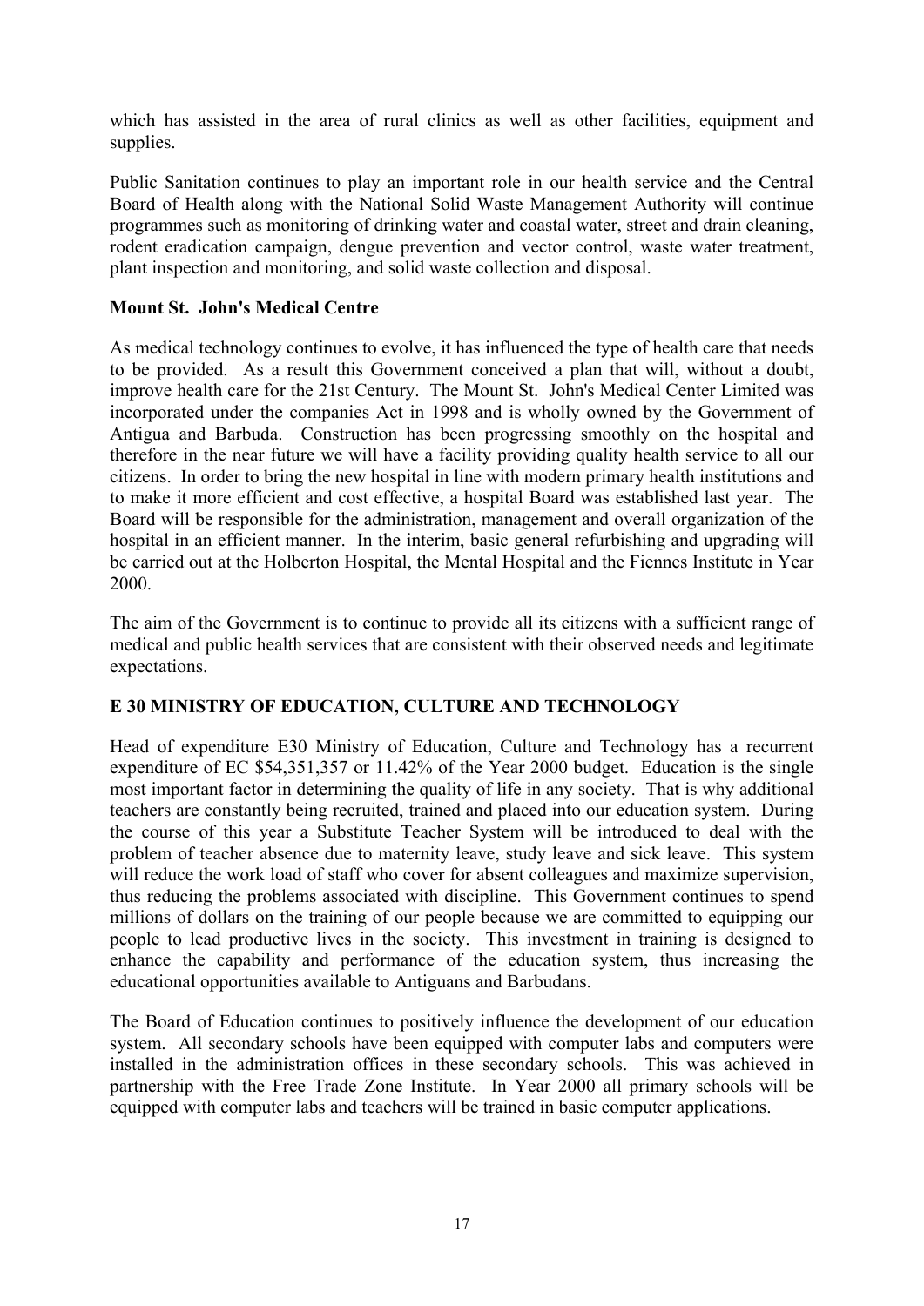which has assisted in the area of rural clinics as well as other facilities, equipment and supplies.

Public Sanitation continues to play an important role in our health service and the Central Board of Health along with the National Solid Waste Management Authority will continue programmes such as monitoring of drinking water and coastal water, street and drain cleaning, rodent eradication campaign, dengue prevention and vector control, waste water treatment, plant inspection and monitoring, and solid waste collection and disposal.

**Mount St. John's Medical Centre**

As medical technology continues to evolve, it has influenced the type of health care that needs to be provided. As a result this Government conceived a plan that will, without a doubt, improve health care for the 21st Century. The Mount St. John's Medical Center Limited was incorporated under the companies Act in 1998 and is wholly owned by the Government of Antigua and Barbuda. Construction has been progressing smoothly on the hospital and therefore in the near future we will have a facility providing quality health service to all our citizens. In order to bring the new hospital in line with modern primary health institutions and to make it more efficient and cost effective, a hospital Board was established last year. The Board will be responsible for the administration, management and overall organization of the hospital in an efficient manner. In the interim, basic general refurbishing and upgrading will be carried out at the Holberton Hospital, the Mental Hospital and the Fiennes Institute in Year 2000.

The aim of the Government is to continue to provide all its citizens with a sufficient range of medical and public health services that are consistent with their observed needs and legitimate expectations.

**E 30 MINISTRY OF EDUCATION, CULTURE AND TECHNOLOGY**

Head of expenditure E30 Ministry of Education, Culture and Technology has a recurrent expenditure of EC $54,351,357 or 11.42% of the Year 2000 budget. Education is the single most important factor in determining the quality of life in any society. That is why additional teachers are constantly being recruited, trained and placed into our education system. During the course of this year a Substitute Teacher System will be introduced to deal with the problem of teacher absence due to maternity leave, study leave and sick leave. This system will reduce the work load of staff who cover for absent colleagues and maximize supervision, thus reducing the problems associated with discipline. This Government continues to spend millions of dollars on the training of our people because we are committed to equipping our people to lead productive lives in the society. This investment in training is designed to enhance the capability and performance of the education system, thus increasing the educational opportunities available to Antiguans and Barbudans.

The Board of Education continues to positively influence the development of our education system. All secondary schools have been equipped with computer labs and computers were installed in the administration offices in these secondary schools. This was achieved in partnership with the Free Trade Zone Institute. In Year 2000 all primary schools will be equipped with computer labs and teachers will be trained in basic computer applications.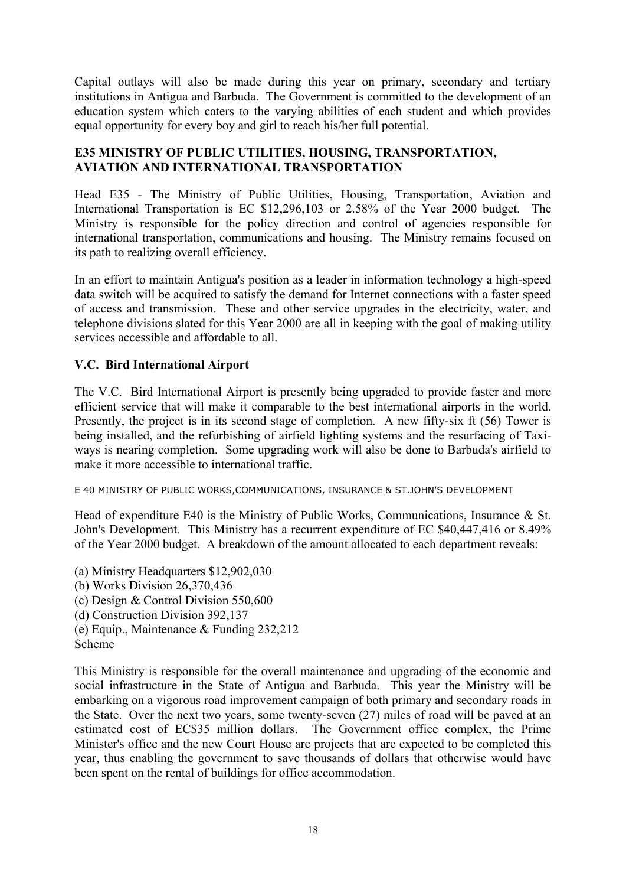Capital outlays will also be made during this year on primary, secondary and tertiary institutions in Antigua and Barbuda. The Government is committed to the development of an education system which caters to the varying abilities of each student and which provides equal opportunity for every boy and girl to reach his/her full potential.

### E35 MINISTRY OF PUBLIC UTILITIES, HOUSING, TRANSPORTATION, AVIATION AND INTERNATIONAL TRANSPORTATION

Head E35 - The Ministry of Public Utilities, Housing, Transportation, Aviation and International Transportation is EC $12,296,103 or 2.58% of the Year 2000 budget. The Ministry is responsible for the policy direction and control of agencies responsible for international transportation, communications and housing. The Ministry remains focused on its path to realizing overall efficiency.

In an effort to maintain Antigua's position as a leader in information technology a high-speed data switch will be acquired to satisfy the demand for Internet connections with a faster speed of access and transmission. These and other service upgrades in the electricity, water, and telephone divisions slated for this Year 2000 are all in keeping with the goal of making utility services accessible and affordable to all.

### V.C. Bird International Airport

The V.C. Bird International Airport is presently being upgraded to provide faster and more efficient service that will make it comparable to the best international airports in the world. Presently, the project is in its second stage of completion. A new fifty-six ft (56) Tower is being installed, and the refurbishing of airfield lighting systems and the resurfacing of Taxi-ways is nearing completion. Some upgrading work will also be done to Barbuda's airfield to make it more accessible to international traffic.

E 40 MINISTRY OF PUBLIC WORKS,COMMUNICATIONS, INSURANCE & ST.JOHN'S DEVELOPMENT

Head of expenditure E40 is the Ministry of Public Works, Communications, Insurance & St. John's Development. This Ministry has a recurrent expenditure of EC $40,447,416 or 8.49% of the Year 2000 budget. A breakdown of the amount allocated to each department reveals:

(a) Ministry Headquarters $12,902,030
(b) Works Division 26,370,436
(c) Design & Control Division 550,600
(d) Construction Division 392,137
(e) Equip., Maintenance & Funding 232,212
Scheme

This Ministry is responsible for the overall maintenance and upgrading of the economic and social infrastructure in the State of Antigua and Barbuda. This year the Ministry will be embarking on a vigorous road improvement campaign of both primary and secondary roads in the State. Over the next two years, some twenty-seven (27) miles of road will be paved at an estimated cost of EC$35 million dollars. The Government office complex, the Prime Minister's office and the new Court House are projects that are expected to be completed this year, thus enabling the government to save thousands of dollars that otherwise would have been spent on the rental of buildings for office accommodation.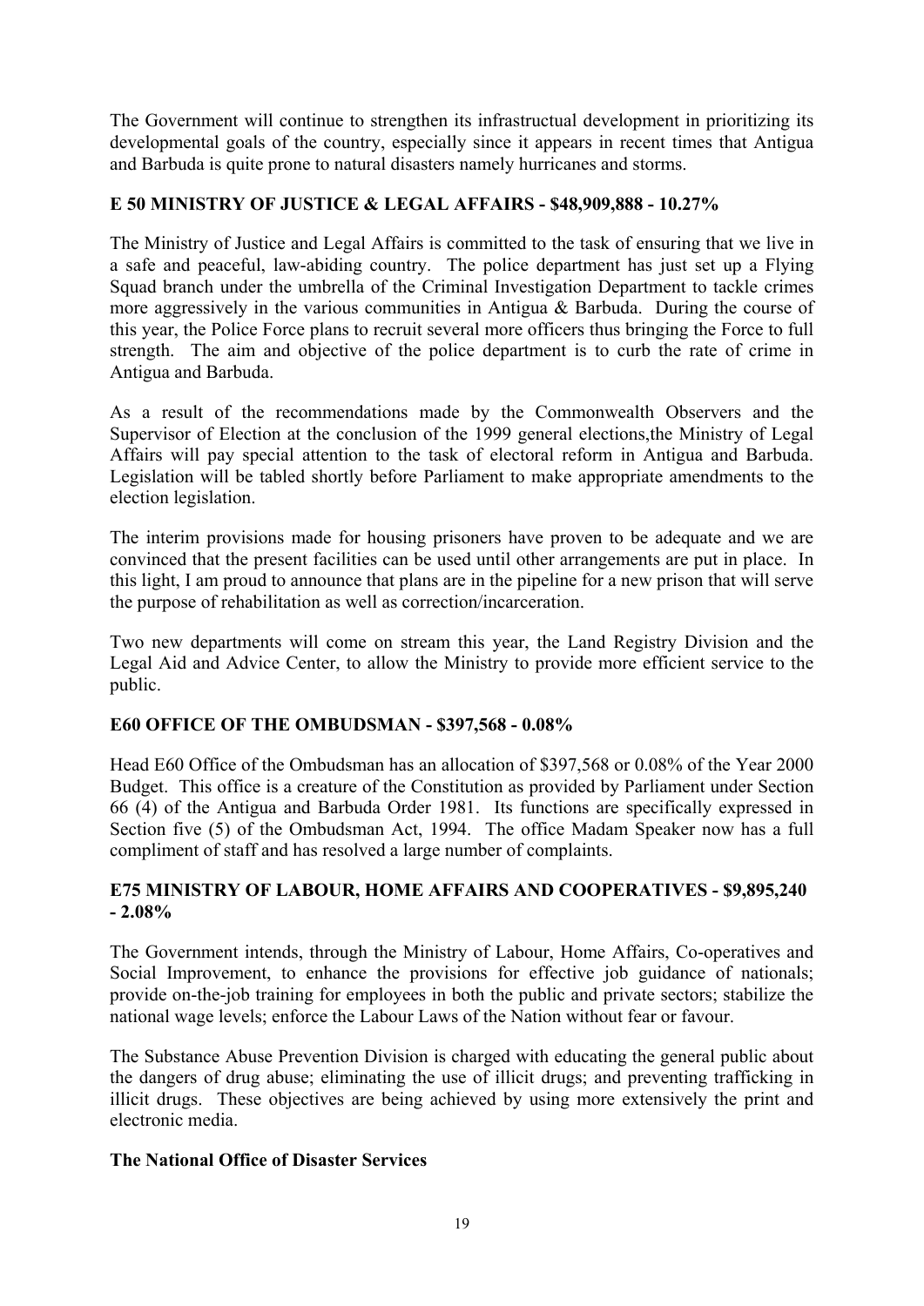The Government will continue to strengthen its infrastructual development in prioritizing its developmental goals of the country, especially since it appears in recent times that Antigua and Barbuda is quite prone to natural disasters namely hurricanes and storms.

### E 50 MINISTRY OF JUSTICE & LEGAL AFFAIRS - $48,909,888 - 10.27%

The Ministry of Justice and Legal Affairs is committed to the task of ensuring that we live in a safe and peaceful, law-abiding country. The police department has just set up a Flying Squad branch under the umbrella of the Criminal Investigation Department to tackle crimes more aggressively in the various communities in Antigua & Barbuda. During the course of this year, the Police Force plans to recruit several more officers thus bringing the Force to full strength. The aim and objective of the police department is to curb the rate of crime in Antigua and Barbuda.

As a result of the recommendations made by the Commonwealth Observers and the Supervisor of Election at the conclusion of the 1999 general elections,the Ministry of Legal Affairs will pay special attention to the task of electoral reform in Antigua and Barbuda. Legislation will be tabled shortly before Parliament to make appropriate amendments to the election legislation.

The interim provisions made for housing prisoners have proven to be adequate and we are convinced that the present facilities can be used until other arrangements are put in place. In this light, I am proud to announce that plans are in the pipeline for a new prison that will serve the purpose of rehabilitation as well as correction/incarceration.

Two new departments will come on stream this year, the Land Registry Division and the Legal Aid and Advice Center, to allow the Ministry to provide more efficient service to the public.

### E60 OFFICE OF THE OMBUDSMAN - $397,568 - 0.08%

Head E60 Office of the Ombudsman has an allocation of $397,568 or 0.08% of the Year 2000 Budget. This office is a creature of the Constitution as provided by Parliament under Section 66 (4) of the Antigua and Barbuda Order 1981. Its functions are specifically expressed in Section five (5) of the Ombudsman Act, 1994. The office Madam Speaker now has a full compliment of staff and has resolved a large number of complaints.

### E75 MINISTRY OF LABOUR, HOME AFFAIRS AND COOPERATIVES - $9,895,240 - 2.08%

The Government intends, through the Ministry of Labour, Home Affairs, Co-operatives and Social Improvement, to enhance the provisions for effective job guidance of nationals; provide on-the-job training for employees in both the public and private sectors; stabilize the national wage levels; enforce the Labour Laws of the Nation without fear or favour.

The Substance Abuse Prevention Division is charged with educating the general public about the dangers of drug abuse; eliminating the use of illicit drugs; and preventing trafficking in illicit drugs. These objectives are being achieved by using more extensively the print and electronic media.

**The National Office of Disaster Services**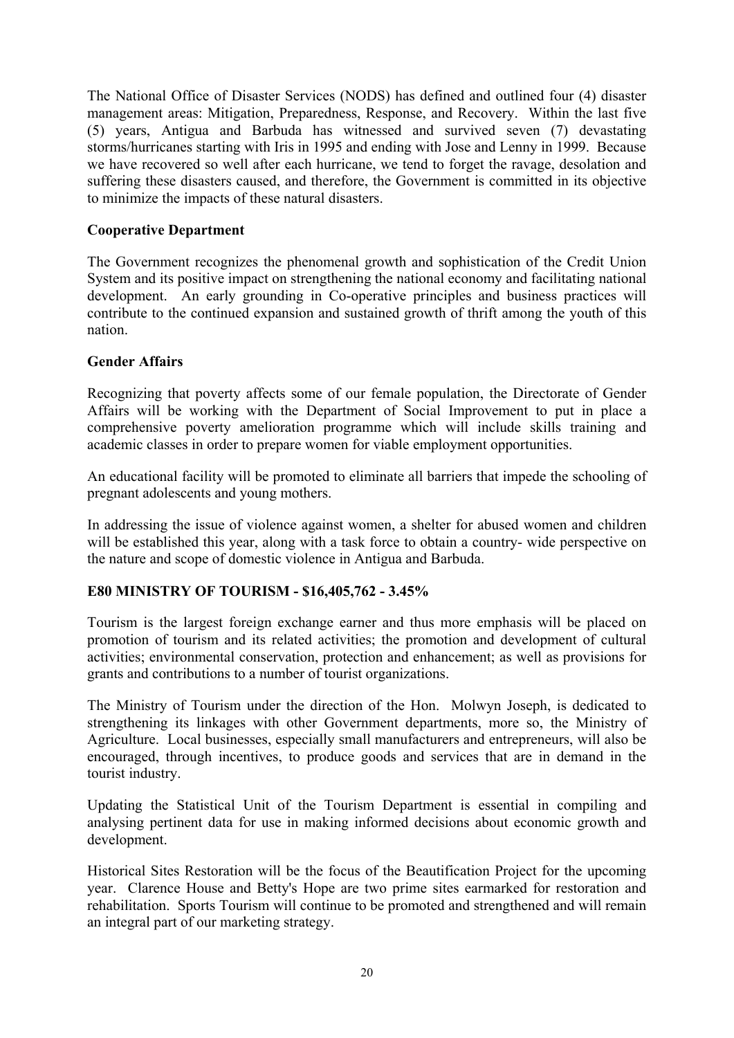The National Office of Disaster Services (NODS) has defined and outlined four (4) disaster management areas: Mitigation, Preparedness, Response, and Recovery. Within the last five (5) years, Antigua and Barbuda has witnessed and survived seven (7) devastating storms/hurricanes starting with Iris in 1995 and ending with Jose and Lenny in 1999. Because we have recovered so well after each hurricane, we tend to forget the ravage, desolation and suffering these disasters caused, and therefore, the Government is committed in its objective to minimize the impacts of these natural disasters.

**Cooperative Department**

The Government recognizes the phenomenal growth and sophistication of the Credit Union System and its positive impact on strengthening the national economy and facilitating national development. An early grounding in Co-operative principles and business practices will contribute to the continued expansion and sustained growth of thrift among the youth of this nation.

**Gender Affairs**

Recognizing that poverty affects some of our female population, the Directorate of Gender Affairs will be working with the Department of Social Improvement to put in place a comprehensive poverty amelioration programme which will include skills training and academic classes in order to prepare women for viable employment opportunities.

An educational facility will be promoted to eliminate all barriers that impede the schooling of pregnant adolescents and young mothers.

In addressing the issue of violence against women, a shelter for abused women and children will be established this year, along with a task force to obtain a country- wide perspective on the nature and scope of domestic violence in Antigua and Barbuda.

**E80 MINISTRY OF TOURISM - $16,405,762 - 3.45%**

Tourism is the largest foreign exchange earner and thus more emphasis will be placed on promotion of tourism and its related activities; the promotion and development of cultural activities; environmental conservation, protection and enhancement; as well as provisions for grants and contributions to a number of tourist organizations.

The Ministry of Tourism under the direction of the Hon. Molwyn Joseph, is dedicated to strengthening its linkages with other Government departments, more so, the Ministry of Agriculture. Local businesses, especially small manufacturers and entrepreneurs, will also be encouraged, through incentives, to produce goods and services that are in demand in the tourist industry.

Updating the Statistical Unit of the Tourism Department is essential in compiling and analysing pertinent data for use in making informed decisions about economic growth and development.

Historical Sites Restoration will be the focus of the Beautification Project for the upcoming year. Clarence House and Betty's Hope are two prime sites earmarked for restoration and rehabilitation. Sports Tourism will continue to be promoted and strengthened and will remain an integral part of our marketing strategy.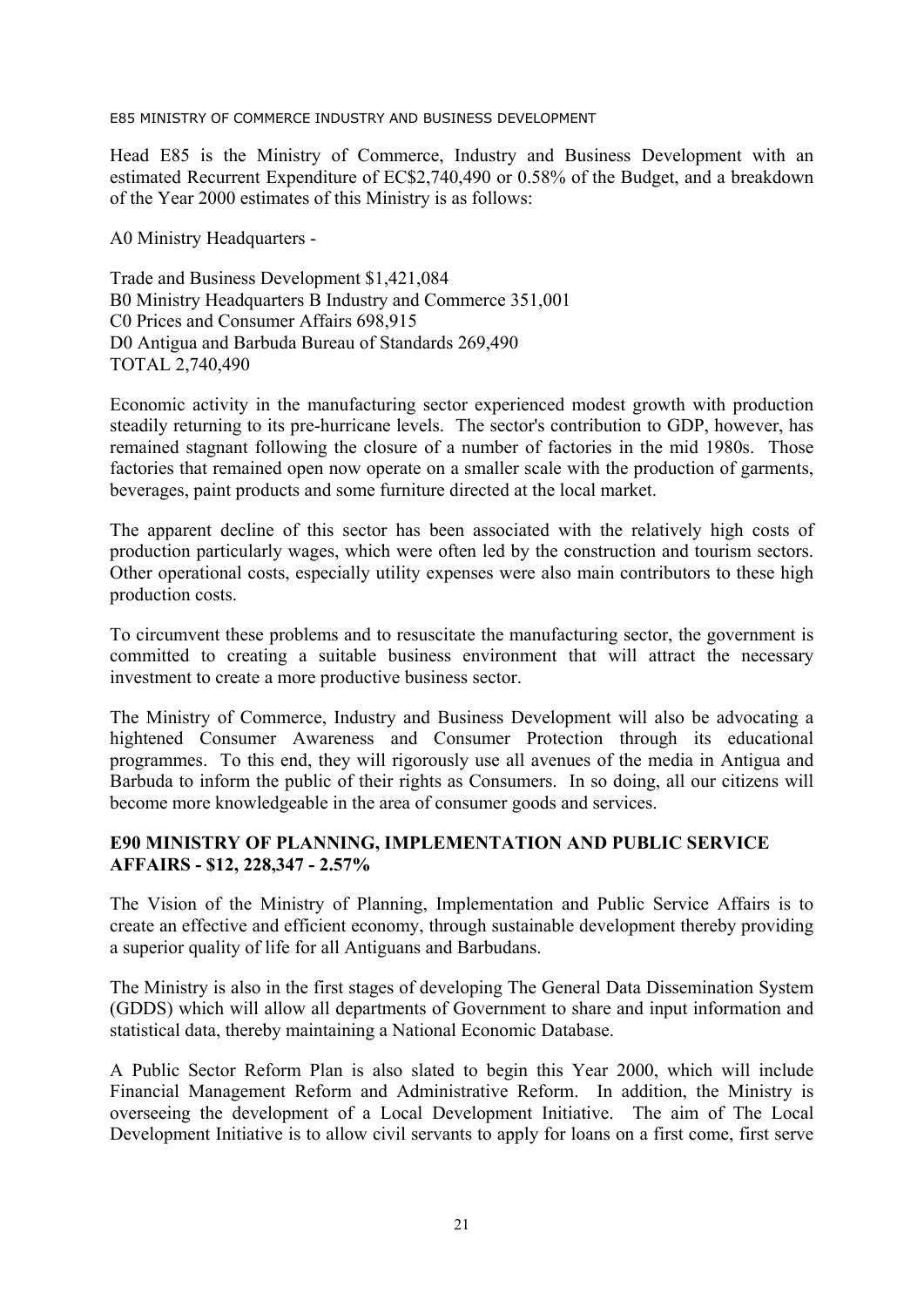E85 MINISTRY OF COMMERCE INDUSTRY AND BUSINESS DEVELOPMENT

Head E85 is the Ministry of Commerce, Industry and Business Development with an estimated Recurrent Expenditure of EC$2,740,490 or 0.58% of the Budget, and a breakdown of the Year 2000 estimates of this Ministry is as follows:

A0 Ministry Headquarters -

Trade and Business Development $1,421,084
B0 Ministry Headquarters B Industry and Commerce 351,001
C0 Prices and Consumer Affairs 698,915
D0 Antigua and Barbuda Bureau of Standards 269,490
TOTAL 2,740,490

Economic activity in the manufacturing sector experienced modest growth with production steadily returning to its pre-hurricane levels. The sector's contribution to GDP, however, has remained stagnant following the closure of a number of factories in the mid 1980s. Those factories that remained open now operate on a smaller scale with the production of garments, beverages, paint products and some furniture directed at the local market.

The apparent decline of this sector has been associated with the relatively high costs of production particularly wages, which were often led by the construction and tourism sectors. Other operational costs, especially utility expenses were also main contributors to these high production costs.

To circumvent these problems and to resuscitate the manufacturing sector, the government is committed to creating a suitable business environment that will attract the necessary investment to create a more productive business sector.

The Ministry of Commerce, Industry and Business Development will also be advocating a hightened Consumer Awareness and Consumer Protection through its educational programmes. To this end, they will rigorously use all avenues of the media in Antigua and Barbuda to inform the public of their rights as Consumers. In so doing, all our citizens will become more knowledgeable in the area of consumer goods and services.

**E90 MINISTRY OF PLANNING, IMPLEMENTATION AND PUBLIC SERVICE AFFAIRS - $12, 228,347 - 2.57%**

The Vision of the Ministry of Planning, Implementation and Public Service Affairs is to create an effective and efficient economy, through sustainable development thereby providing a superior quality of life for all Antiguans and Barbudans.

The Ministry is also in the first stages of developing The General Data Dissemination System (GDDS) which will allow all departments of Government to share and input information and statistical data, thereby maintaining a National Economic Database.

A Public Sector Reform Plan is also slated to begin this Year 2000, which will include Financial Management Reform and Administrative Reform. In addition, the Ministry is overseeing the development of a Local Development Initiative. The aim of The Local Development Initiative is to allow civil servants to apply for loans on a first come, first serve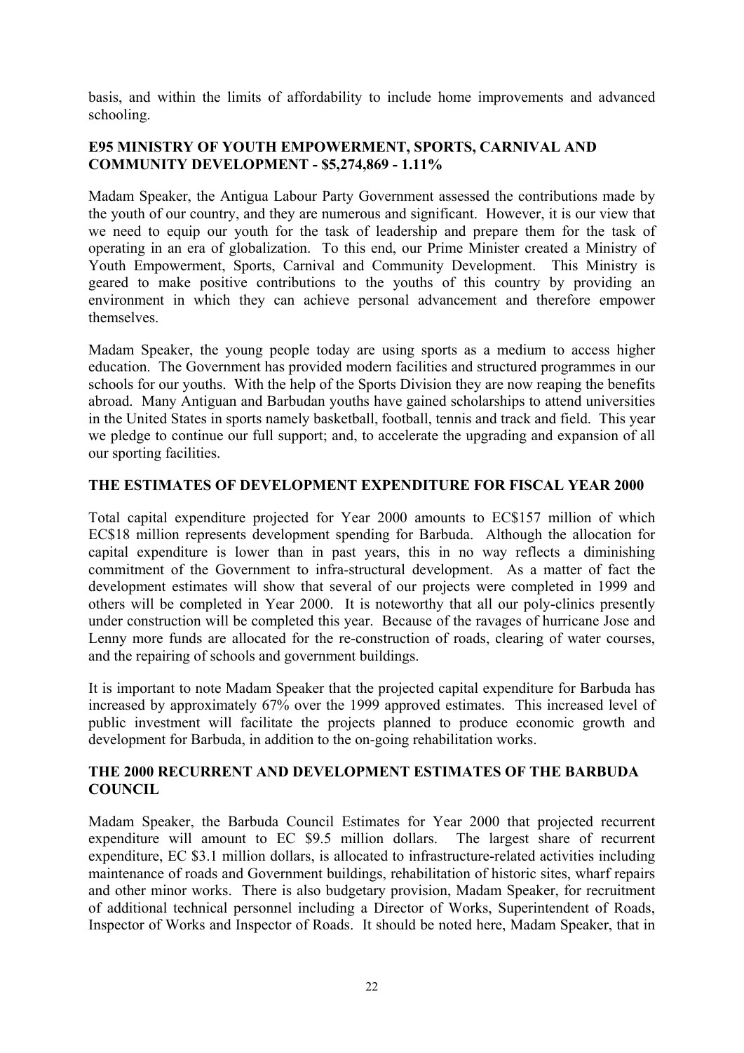basis, and within the limits of affordability to include home improvements and advanced schooling.

**E95 MINISTRY OF YOUTH EMPOWERMENT, SPORTS, CARNIVAL AND COMMUNITY DEVELOPMENT - $5,274,869 - 1.11%**

Madam Speaker, the Antigua Labour Party Government assessed the contributions made by the youth of our country, and they are numerous and significant. However, it is our view that we need to equip our youth for the task of leadership and prepare them for the task of operating in an era of globalization. To this end, our Prime Minister created a Ministry of Youth Empowerment, Sports, Carnival and Community Development. This Ministry is geared to make positive contributions to the youths of this country by providing an environment in which they can achieve personal advancement and therefore empower themselves.

Madam Speaker, the young people today are using sports as a medium to access higher education. The Government has provided modern facilities and structured programmes in our schools for our youths. With the help of the Sports Division they are now reaping the benefits abroad. Many Antiguan and Barbudan youths have gained scholarships to attend universities in the United States in sports namely basketball, football, tennis and track and field. This year we pledge to continue our full support; and, to accelerate the upgrading and expansion of all our sporting facilities.

**THE ESTIMATES OF DEVELOPMENT EXPENDITURE FOR FISCAL YEAR 2000**

Total capital expenditure projected for Year 2000 amounts to EC$157 million of which EC$18 million represents development spending for Barbuda. Although the allocation for capital expenditure is lower than in past years, this in no way reflects a diminishing commitment of the Government to infra-structural development. As a matter of fact the development estimates will show that several of our projects were completed in 1999 and others will be completed in Year 2000. It is noteworthy that all our poly-clinics presently under construction will be completed this year. Because of the ravages of hurricane Jose and Lenny more funds are allocated for the re-construction of roads, clearing of water courses, and the repairing of schools and government buildings.

It is important to note Madam Speaker that the projected capital expenditure for Barbuda has increased by approximately 67% over the 1999 approved estimates. This increased level of public investment will facilitate the projects planned to produce economic growth and development for Barbuda, in addition to the on-going rehabilitation works.

**THE 2000 RECURRENT AND DEVELOPMENT ESTIMATES OF THE BARBUDA COUNCIL**

Madam Speaker, the Barbuda Council Estimates for Year 2000 that projected recurrent expenditure will amount to EC $9.5 million dollars. The largest share of recurrent expenditure, EC $3.1 million dollars, is allocated to infrastructure-related activities including maintenance of roads and Government buildings, rehabilitation of historic sites, wharf repairs and other minor works. There is also budgetary provision, Madam Speaker, for recruitment of additional technical personnel including a Director of Works, Superintendent of Roads, Inspector of Works and Inspector of Roads. It should be noted here, Madam Speaker, that in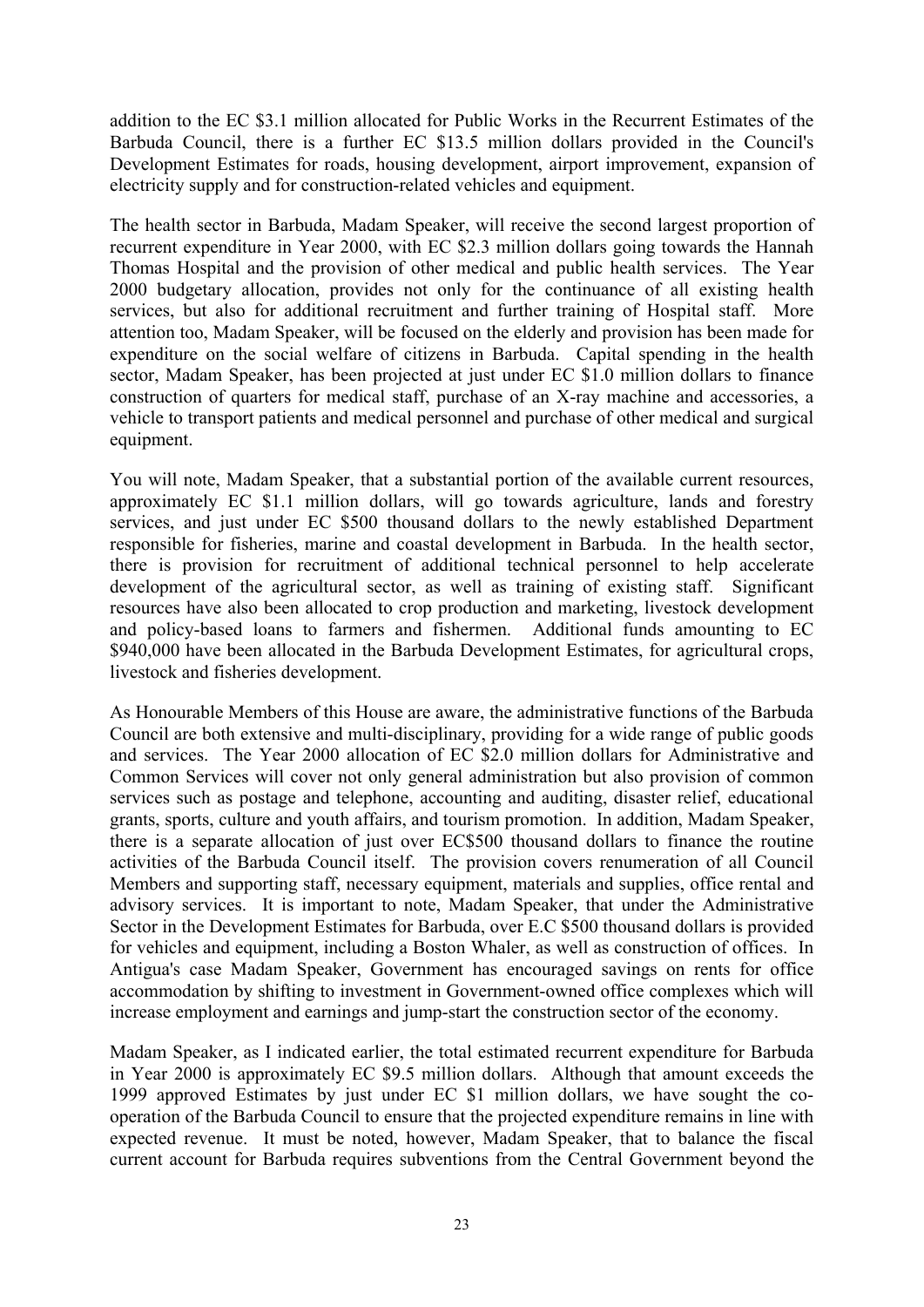addition to the EC $3.1 million allocated for Public Works in the Recurrent Estimates of the Barbuda Council, there is a further EC $13.5 million dollars provided in the Council's Development Estimates for roads, housing development, airport improvement, expansion of electricity supply and for construction-related vehicles and equipment.

The health sector in Barbuda, Madam Speaker, will receive the second largest proportion of recurrent expenditure in Year 2000, with EC $2.3 million dollars going towards the Hannah Thomas Hospital and the provision of other medical and public health services. The Year 2000 budgetary allocation, provides not only for the continuance of all existing health services, but also for additional recruitment and further training of Hospital staff. More attention too, Madam Speaker, will be focused on the elderly and provision has been made for expenditure on the social welfare of citizens in Barbuda. Capital spending in the health sector, Madam Speaker, has been projected at just under EC $1.0 million dollars to finance construction of quarters for medical staff, purchase of an X-ray machine and accessories, a vehicle to transport patients and medical personnel and purchase of other medical and surgical equipment.

You will note, Madam Speaker, that a substantial portion of the available current resources, approximately EC $1.1 million dollars, will go towards agriculture, lands and forestry services, and just under EC $500 thousand dollars to the newly established Department responsible for fisheries, marine and coastal development in Barbuda. In the health sector, there is provision for recruitment of additional technical personnel to help accelerate development of the agricultural sector, as well as training of existing staff. Significant resources have also been allocated to crop production and marketing, livestock development and policy-based loans to farmers and fishermen. Additional funds amounting to EC $940,000 have been allocated in the Barbuda Development Estimates, for agricultural crops, livestock and fisheries development.

As Honourable Members of this House are aware, the administrative functions of the Barbuda Council are both extensive and multi-disciplinary, providing for a wide range of public goods and services. The Year 2000 allocation of EC $2.0 million dollars for Administrative and Common Services will cover not only general administration but also provision of common services such as postage and telephone, accounting and auditing, disaster relief, educational grants, sports, culture and youth affairs, and tourism promotion. In addition, Madam Speaker, there is a separate allocation of just over EC$500 thousand dollars to finance the routine activities of the Barbuda Council itself. The provision covers renumeration of all Council Members and supporting staff, necessary equipment, materials and supplies, office rental and advisory services. It is important to note, Madam Speaker, that under the Administrative Sector in the Development Estimates for Barbuda, over E.C $500 thousand dollars is provided for vehicles and equipment, including a Boston Whaler, as well as construction of offices. In Antigua's case Madam Speaker, Government has encouraged savings on rents for office accommodation by shifting to investment in Government-owned office complexes which will increase employment and earnings and jump-start the construction sector of the economy.

Madam Speaker, as I indicated earlier, the total estimated recurrent expenditure for Barbuda in Year 2000 is approximately EC $9.5 million dollars. Although that amount exceeds the 1999 approved Estimates by just under EC $1 million dollars, we have sought the co-operation of the Barbuda Council to ensure that the projected expenditure remains in line with expected revenue. It must be noted, however, Madam Speaker, that to balance the fiscal current account for Barbuda requires subventions from the Central Government beyond the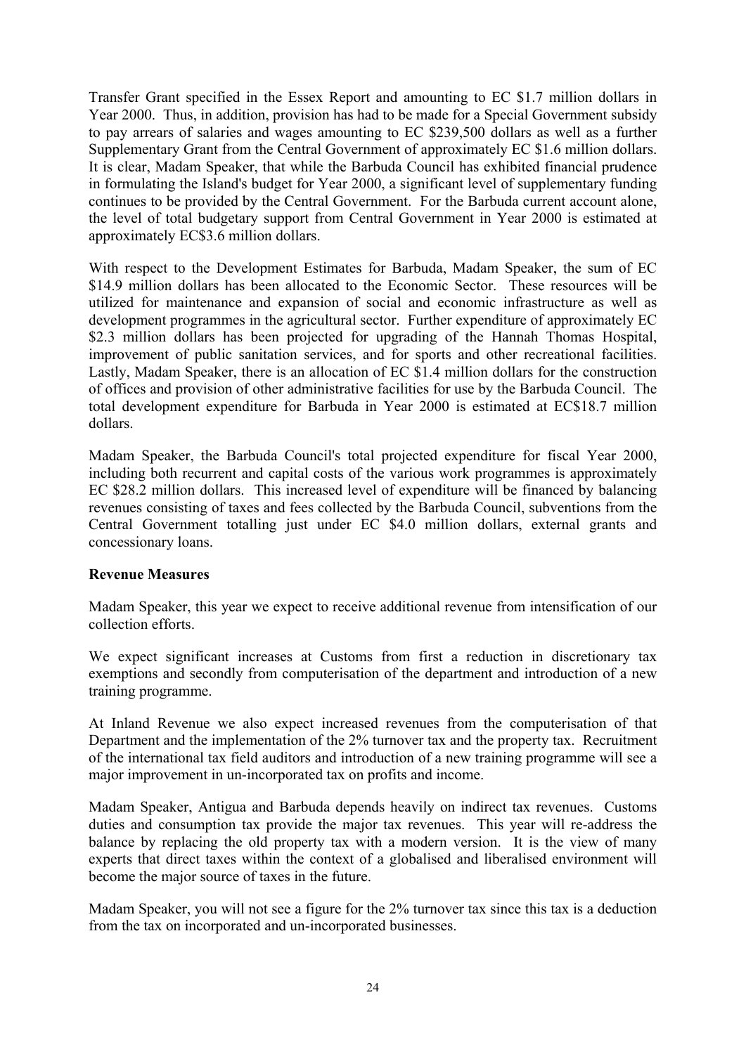Transfer Grant specified in the Essex Report and amounting to EC $1.7 million dollars in Year 2000. Thus, in addition, provision has had to be made for a Special Government subsidy to pay arrears of salaries and wages amounting to EC $239,500 dollars as well as a further Supplementary Grant from the Central Government of approximately EC $1.6 million dollars. It is clear, Madam Speaker, that while the Barbuda Council has exhibited financial prudence in formulating the Island's budget for Year 2000, a significant level of supplementary funding continues to be provided by the Central Government. For the Barbuda current account alone, the level of total budgetary support from Central Government in Year 2000 is estimated at approximately EC$3.6 million dollars.

With respect to the Development Estimates for Barbuda, Madam Speaker, the sum of EC $14.9 million dollars has been allocated to the Economic Sector. These resources will be utilized for maintenance and expansion of social and economic infrastructure as well as development programmes in the agricultural sector. Further expenditure of approximately EC $2.3 million dollars has been projected for upgrading of the Hannah Thomas Hospital, improvement of public sanitation services, and for sports and other recreational facilities. Lastly, Madam Speaker, there is an allocation of EC $1.4 million dollars for the construction of offices and provision of other administrative facilities for use by the Barbuda Council. The total development expenditure for Barbuda in Year 2000 is estimated at EC$18.7 million dollars.

Madam Speaker, the Barbuda Council's total projected expenditure for fiscal Year 2000, including both recurrent and capital costs of the various work programmes is approximately EC $28.2 million dollars. This increased level of expenditure will be financed by balancing revenues consisting of taxes and fees collected by the Barbuda Council, subventions from the Central Government totalling just under EC $4.0 million dollars, external grants and concessionary loans.

**Revenue Measures**

Madam Speaker, this year we expect to receive additional revenue from intensification of our collection efforts.

We expect significant increases at Customs from first a reduction in discretionary tax exemptions and secondly from computerisation of the department and introduction of a new training programme.

At Inland Revenue we also expect increased revenues from the computerisation of that Department and the implementation of the 2% turnover tax and the property tax. Recruitment of the international tax field auditors and introduction of a new training programme will see a major improvement in un-incorporated tax on profits and income.

Madam Speaker, Antigua and Barbuda depends heavily on indirect tax revenues. Customs duties and consumption tax provide the major tax revenues. This year will re-address the balance by replacing the old property tax with a modern version. It is the view of many experts that direct taxes within the context of a globalised and liberalised environment will become the major source of taxes in the future.

Madam Speaker, you will not see a figure for the 2% turnover tax since this tax is a deduction from the tax on incorporated and un-incorporated businesses.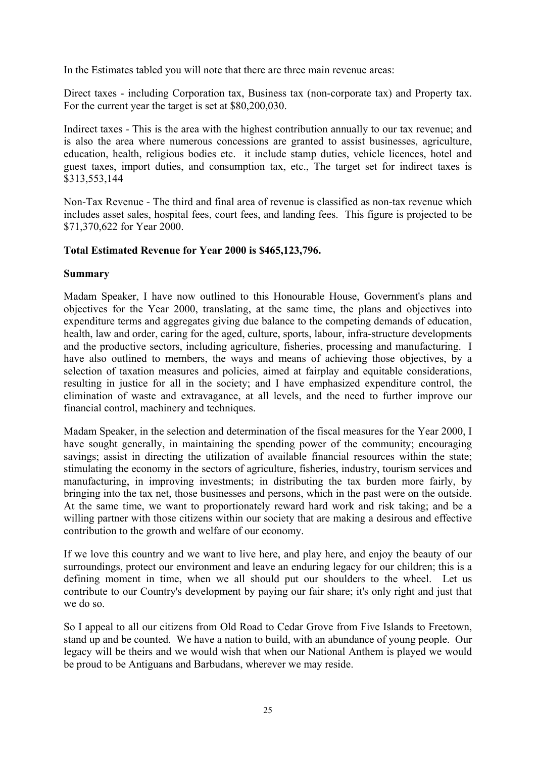In the Estimates tabled you will note that there are three main revenue areas:

Direct taxes - including Corporation tax, Business tax (non-corporate tax) and Property tax. For the current year the target is set at $80,200,030.

Indirect taxes - This is the area with the highest contribution annually to our tax revenue; and is also the area where numerous concessions are granted to assist businesses, agriculture, education, health, religious bodies etc. it include stamp duties, vehicle licences, hotel and guest taxes, import duties, and consumption tax, etc., The target set for indirect taxes is $313,553,144

Non-Tax Revenue - The third and final area of revenue is classified as non-tax revenue which includes asset sales, hospital fees, court fees, and landing fees. This figure is projected to be $71,370,622 for Year 2000.

**Total Estimated Revenue for Year 2000 is $465,123,796.**

**Summary**

Madam Speaker, I have now outlined to this Honourable House, Government's plans and objectives for the Year 2000, translating, at the same time, the plans and objectives into expenditure terms and aggregates giving due balance to the competing demands of education, health, law and order, caring for the aged, culture, sports, labour, infra-structure developments and the productive sectors, including agriculture, fisheries, processing and manufacturing. I have also outlined to members, the ways and means of achieving those objectives, by a selection of taxation measures and policies, aimed at fairplay and equitable considerations, resulting in justice for all in the society; and I have emphasized expenditure control, the elimination of waste and extravagance, at all levels, and the need to further improve our financial control, machinery and techniques.

Madam Speaker, in the selection and determination of the fiscal measures for the Year 2000, I have sought generally, in maintaining the spending power of the community; encouraging savings; assist in directing the utilization of available financial resources within the state; stimulating the economy in the sectors of agriculture, fisheries, industry, tourism services and manufacturing, in improving investments; in distributing the tax burden more fairly, by bringing into the tax net, those businesses and persons, which in the past were on the outside. At the same time, we want to proportionately reward hard work and risk taking; and be a willing partner with those citizens within our society that are making a desirous and effective contribution to the growth and welfare of our economy.

If we love this country and we want to live here, and play here, and enjoy the beauty of our surroundings, protect our environment and leave an enduring legacy for our children; this is a defining moment in time, when we all should put our shoulders to the wheel. Let us contribute to our Country's development by paying our fair share; it's only right and just that we do so.

So I appeal to all our citizens from Old Road to Cedar Grove from Five Islands to Freetown, stand up and be counted. We have a nation to build, with an abundance of young people. Our legacy will be theirs and we would wish that when our National Anthem is played we would be proud to be Antiguans and Barbudans, wherever we may reside.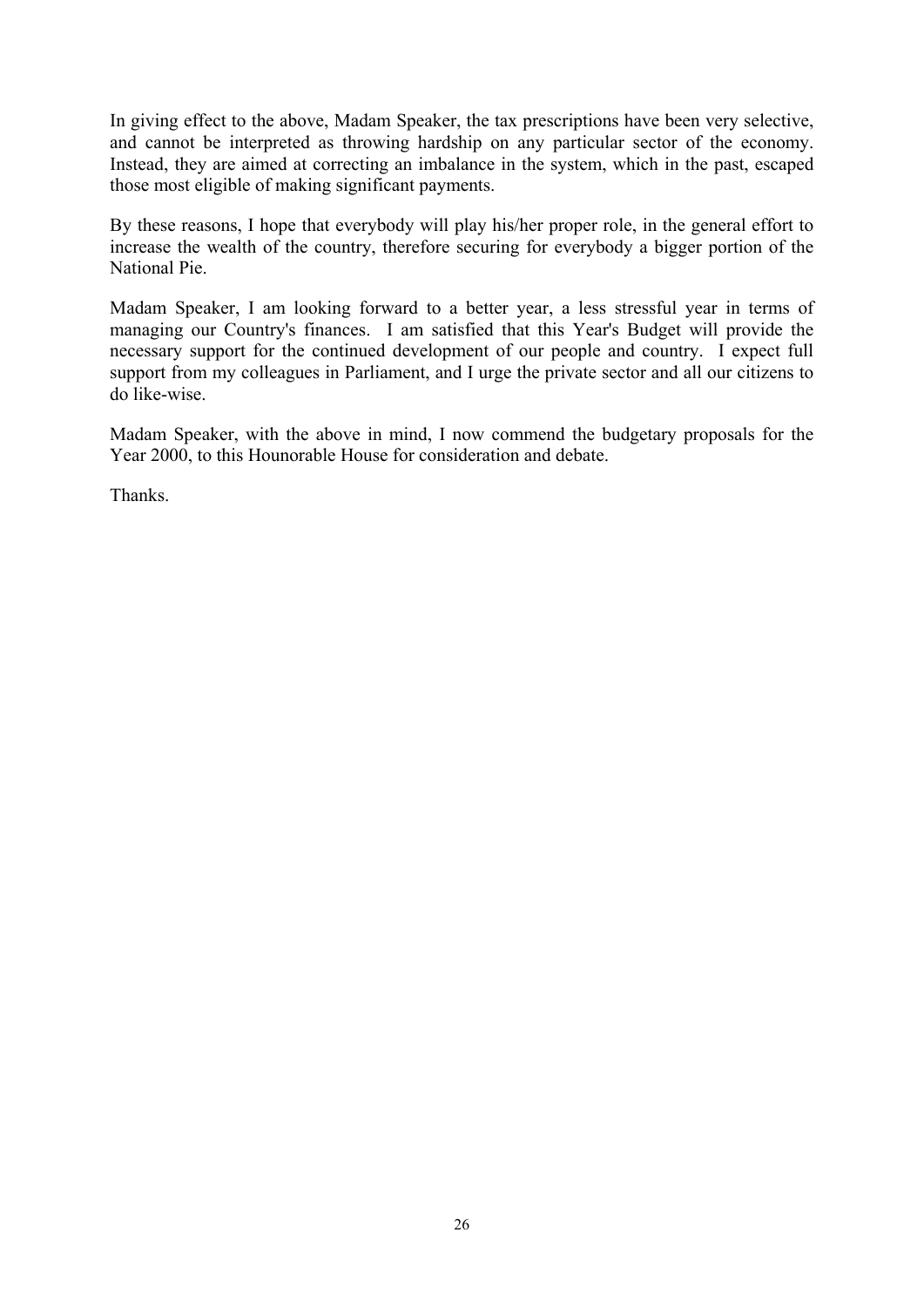In giving effect to the above, Madam Speaker, the tax prescriptions have been very selective, and cannot be interpreted as throwing hardship on any particular sector of the economy. Instead, they are aimed at correcting an imbalance in the system, which in the past, escaped those most eligible of making significant payments.

By these reasons, I hope that everybody will play his/her proper role, in the general effort to increase the wealth of the country, therefore securing for everybody a bigger portion of the National Pie.

Madam Speaker, I am looking forward to a better year, a less stressful year in terms of managing our Country's finances. I am satisfied that this Year's Budget will provide the necessary support for the continued development of our people and country. I expect full support from my colleagues in Parliament, and I urge the private sector and all our citizens to do like-wise.

Madam Speaker, with the above in mind, I now commend the budgetary proposals for the Year 2000, to this Hounorable House for consideration and debate.

Thanks.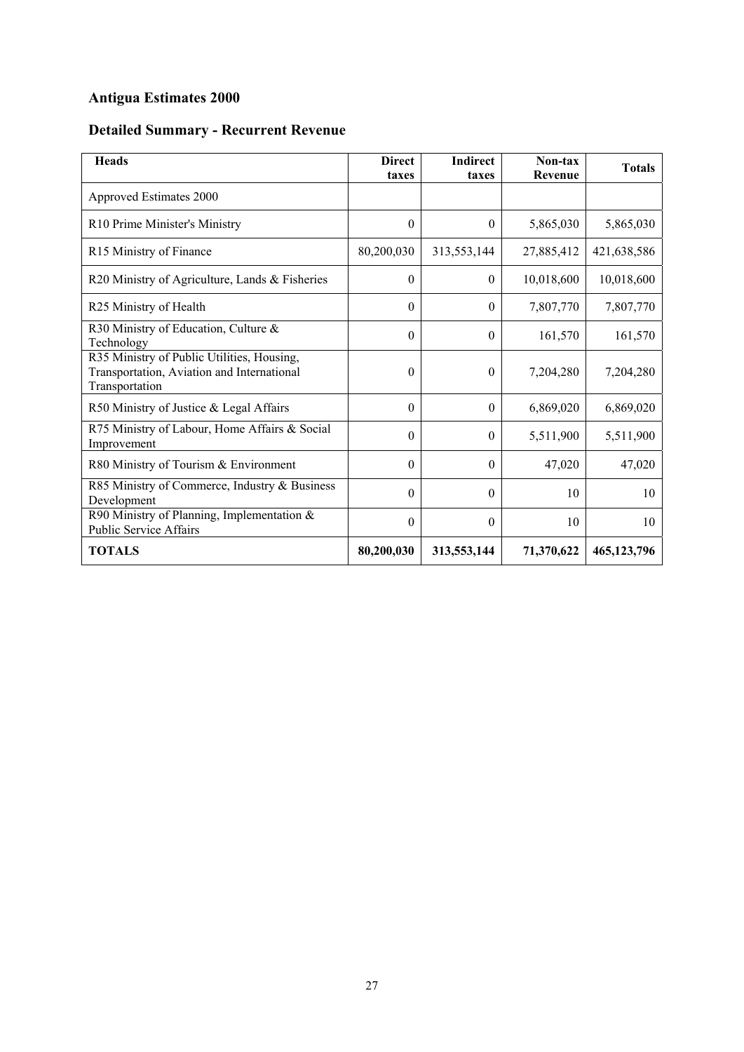## Antigua Estimates 2000

## Detailed Summary - Recurrent Revenue

| Heads | Direct taxes | Indirect taxes | Non-tax Revenue | Totals |
|---|---|---|---|---|
| Approved Estimates 2000 | | | | |
| R10 Prime Minister's Ministry | 0 | 0 | 5,865,030 | 5,865,030 |
| R15 Ministry of Finance | 80,200,030 | 313,553,144 | 27,885,412 | 421,638,586 |
| R20 Ministry of Agriculture, Lands & Fisheries | 0 | 0 | 10,018,600 | 10,018,600 |
| R25 Ministry of Health | 0 | 0 | 7,807,770 | 7,807,770 |
| R30 Ministry of Education, Culture & Technology | 0 | 0 | 161,570 | 161,570 |
| R35 Ministry of Public Utilities, Housing, Transportation, Aviation and International Transportation | 0 | 0 | 7,204,280 | 7,204,280 |
| R50 Ministry of Justice & Legal Affairs | 0 | 0 | 6,869,020 | 6,869,020 |
| R75 Ministry of Labour, Home Affairs & Social Improvement | 0 | 0 | 5,511,900 | 5,511,900 |
| R80 Ministry of Tourism & Environment | 0 | 0 | 47,020 | 47,020 |
| R85 Ministry of Commerce, Industry & Business Development | 0 | 0 | 10 | 10 |
| R90 Ministry of Planning, Implementation & Public Service Affairs | 0 | 0 | 10 | 10 |
| **TOTALS** | **80,200,030** | **313,553,144** | **71,370,622** | **465,123,796** |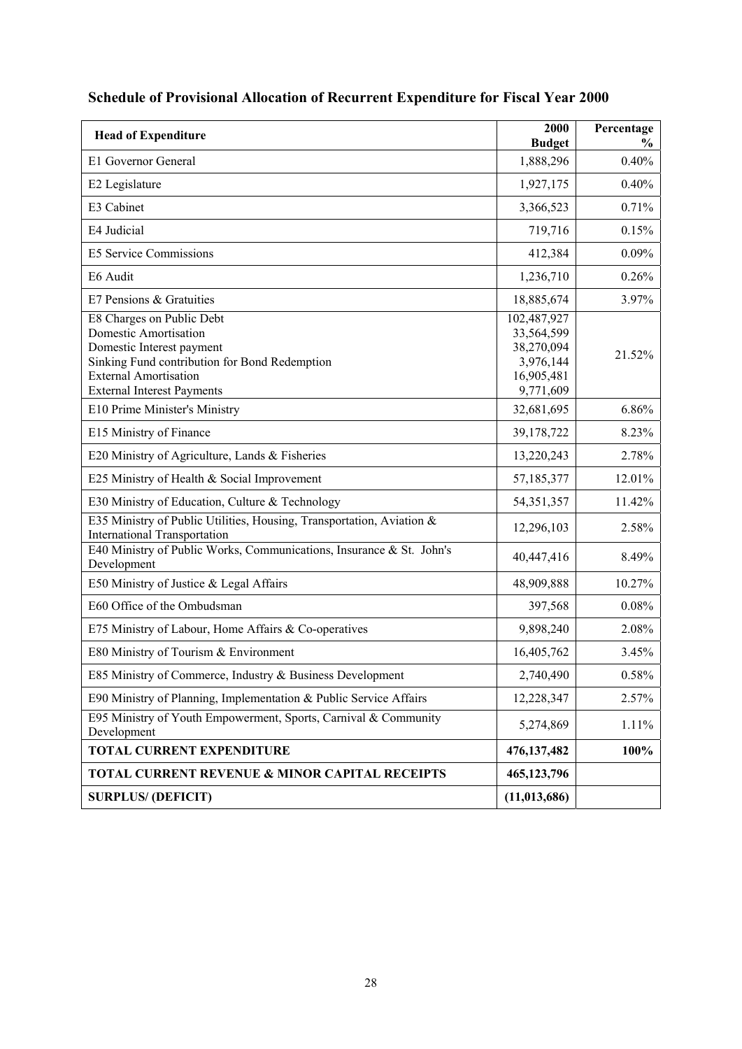## Schedule of Provisional Allocation of Recurrent Expenditure for Fiscal Year 2000

| Head of Expenditure | 2000 Budget | Percentage % |
|---|---|---|
| E1 Governor General | 1,888,296 | 0.40% |
| E2 Legislature | 1,927,175 | 0.40% |
| E3 Cabinet | 3,366,523 | 0.71% |
| E4 Judicial | 719,716 | 0.15% |
| E5 Service Commissions | 412,384 | 0.09% |
| E6 Audit | 1,236,710 | 0.26% |
| E7 Pensions & Gratuities | 18,885,674 | 3.97% |
| E8 Charges on Public Debt<br>Domestic Amortisation<br>Domestic Interest payment<br>Sinking Fund contribution for Bond Redemption<br>External Amortisation<br>External Interest Payments | 102,487,927<br>33,564,599<br>38,270,094<br>3,976,144<br>16,905,481<br>9,771,609 | 21.52% |
| E10 Prime Minister's Ministry | 32,681,695 | 6.86% |
| E15 Ministry of Finance | 39,178,722 | 8.23% |
| E20 Ministry of Agriculture, Lands & Fisheries | 13,220,243 | 2.78% |
| E25 Ministry of Health & Social Improvement | 57,185,377 | 12.01% |
| E30 Ministry of Education, Culture & Technology | 54,351,357 | 11.42% |
| E35 Ministry of Public Utilities, Housing, Transportation, Aviation & International Transportation | 12,296,103 | 2.58% |
| E40 Ministry of Public Works, Communications, Insurance & St. John's Development | 40,447,416 | 8.49% |
| E50 Ministry of Justice & Legal Affairs | 48,909,888 | 10.27% |
| E60 Office of the Ombudsman | 397,568 | 0.08% |
| E75 Ministry of Labour, Home Affairs & Co-operatives | 9,898,240 | 2.08% |
| E80 Ministry of Tourism & Environment | 16,405,762 | 3.45% |
| E85 Ministry of Commerce, Industry & Business Development | 2,740,490 | 0.58% |
| E90 Ministry of Planning, Implementation & Public Service Affairs | 12,228,347 | 2.57% |
| E95 Ministry of Youth Empowerment, Sports, Carnival & Community Development | 5,274,869 | 1.11% |
| **TOTAL CURRENT EXPENDITURE** | **476,137,482** | **100%** |
| **TOTAL CURRENT REVENUE & MINOR CAPITAL RECEIPTS** | **465,123,796** | |
| **SURPLUS/ (DEFICIT)** | **(11,013,686)** | |